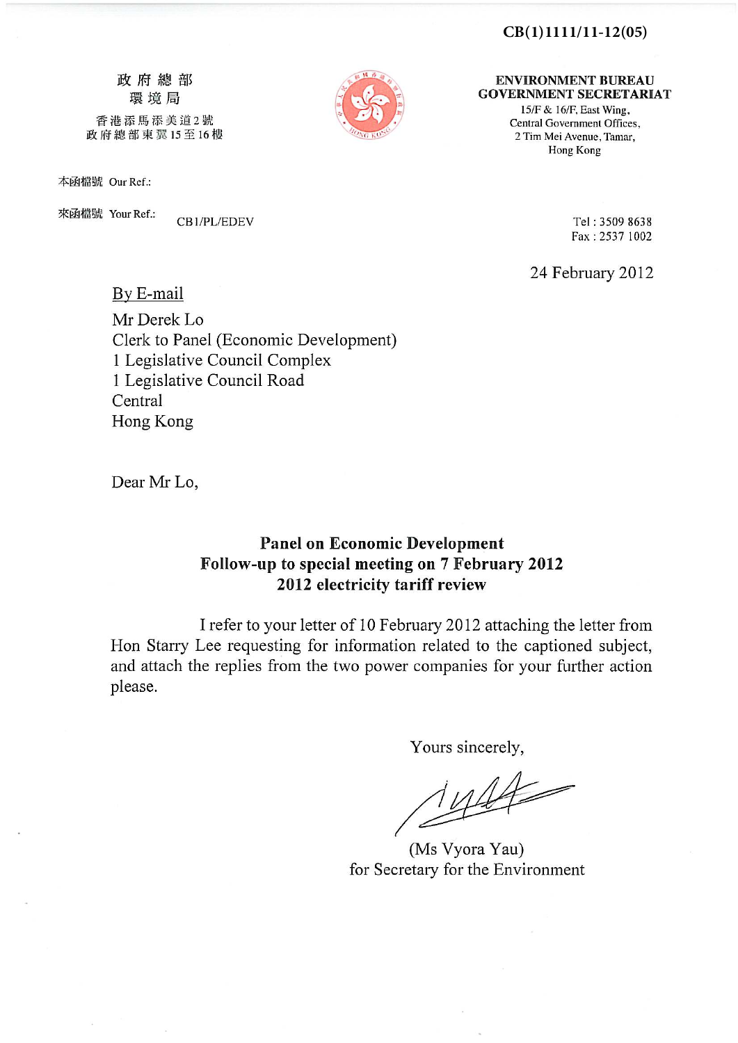CB(1)1111/11-12(05)

政府總部
環境局

香港添馬添美道2號
政府總部東翼15至16樓

**ENVIRONMENT BUREAU**
**GOVERNMENT SECRETARIAT**

15/F & 16/F, East Wing,
Central Government Offices,
2 Tim Mei Avenue, Tamar,
Hong Kong

本函檔號 Our Ref.:

來函檔號 Your Ref.: CB1/PL/EDEV

Tel : 3509 8638
Fax : 2537 1002

24 February 2012

By E-mail

Mr Derek Lo
Clerk to Panel (Economic Development)
1 Legislative Council Complex
1 Legislative Council Road
Central
Hong Kong

Dear Mr Lo,

**Panel on Economic Development**
**Follow-up to special meeting on 7 February 2012**
**2012 electricity tariff review**

I refer to your letter of 10 February 2012 attaching the letter from Hon Starry Lee requesting for information related to the captioned subject, and attach the replies from the two power companies for your further action please.

Yours sincerely,

(Ms Vyora Yau)
for Secretary for the Environment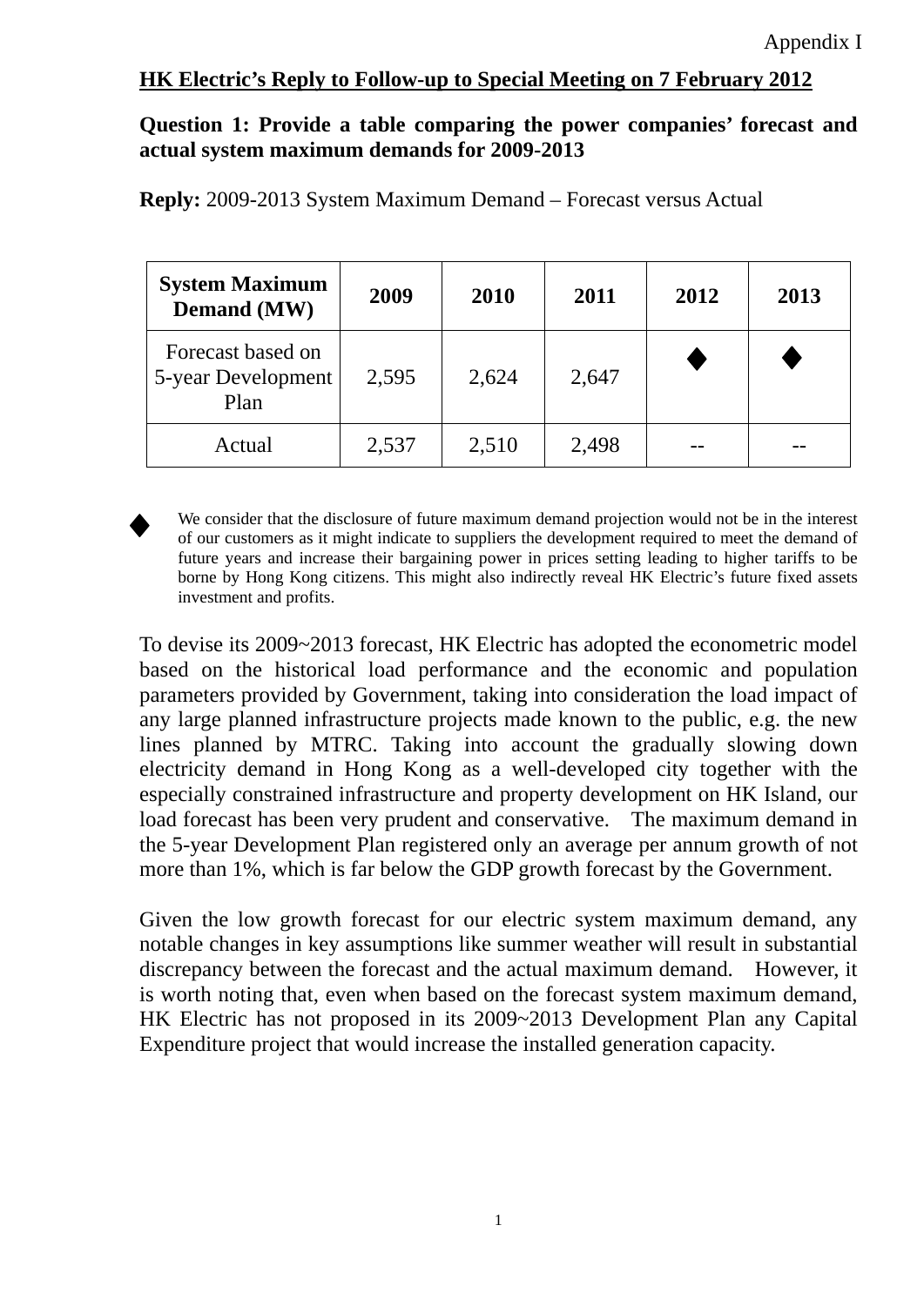Appendix I

**HK Electric's Reply to Follow-up to Special Meeting on 7 February 2012**

**Question 1: Provide a table comparing the power companies' forecast and actual system maximum demands for 2009-2013**

**Reply:** 2009-2013 System Maximum Demand – Forecast versus Actual

| System Maximum Demand (MW) | 2009 | 2010 | 2011 | 2012 | 2013 |
|---|---|---|---|---|---|
| Forecast based on 5-year Development Plan | 2,595 | 2,624 | 2,647 | ◆ | ◆ |
| Actual | 2,537 | 2,510 | 2,498 | -- | -- |

◆ We consider that the disclosure of future maximum demand projection would not be in the interest of our customers as it might indicate to suppliers the development required to meet the demand of future years and increase their bargaining power in prices setting leading to higher tariffs to be borne by Hong Kong citizens. This might also indirectly reveal HK Electric's future fixed assets investment and profits.

To devise its 2009~2013 forecast, HK Electric has adopted the econometric model based on the historical load performance and the economic and population parameters provided by Government, taking into consideration the load impact of any large planned infrastructure projects made known to the public, e.g. the new lines planned by MTRC. Taking into account the gradually slowing down electricity demand in Hong Kong as a well-developed city together with the especially constrained infrastructure and property development on HK Island, our load forecast has been very prudent and conservative. The maximum demand in the 5-year Development Plan registered only an average per annum growth of not more than 1%, which is far below the GDP growth forecast by the Government.

Given the low growth forecast for our electric system maximum demand, any notable changes in key assumptions like summer weather will result in substantial discrepancy between the forecast and the actual maximum demand. However, it is worth noting that, even when based on the forecast system maximum demand, HK Electric has not proposed in its 2009~2013 Development Plan any Capital Expenditure project that would increase the installed generation capacity.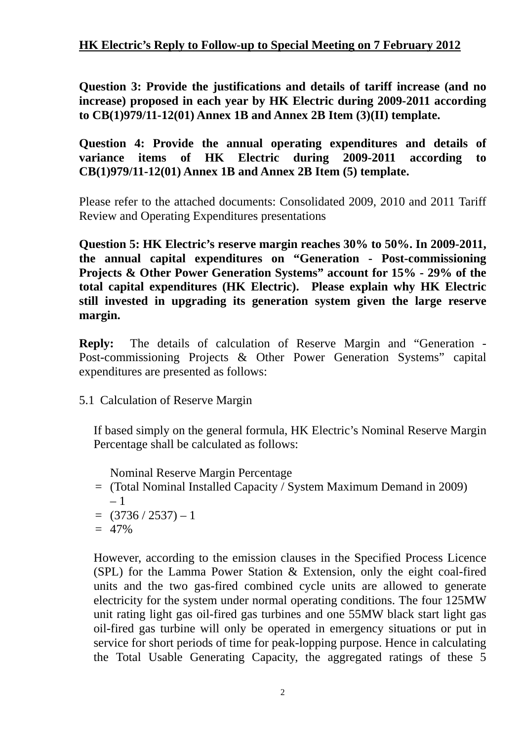**HK Electric's Reply to Follow-up to Special Meeting on 7 February 2012**

**Question 3: Provide the justifications and details of tariff increase (and no increase) proposed in each year by HK Electric during 2009-2011 according to CB(1)979/11-12(01) Annex 1B and Annex 2B Item (3)(II) template.**

**Question 4: Provide the annual operating expenditures and details of variance items of HK Electric during 2009-2011 according to CB(1)979/11-12(01) Annex 1B and Annex 2B Item (5) template.**

Please refer to the attached documents: Consolidated 2009, 2010 and 2011 Tariff Review and Operating Expenditures presentations

**Question 5: HK Electric's reserve margin reaches 30% to 50%. In 2009-2011, the annual capital expenditures on "Generation - Post-commissioning Projects & Other Power Generation Systems" account for 15% - 29% of the total capital expenditures (HK Electric). Please explain why HK Electric still invested in upgrading its generation system given the large reserve margin.**

**Reply:** The details of calculation of Reserve Margin and "Generation - Post-commissioning Projects & Other Power Generation Systems" capital expenditures are presented as follows:

5.1 Calculation of Reserve Margin

If based simply on the general formula, HK Electric's Nominal Reserve Margin Percentage shall be calculated as follows:

Nominal Reserve Margin Percentage
= (Total Nominal Installed Capacity / System Maximum Demand in 2009) – 1
= (3736 / 2537) – 1
= 47%

However, according to the emission clauses in the Specified Process Licence (SPL) for the Lamma Power Station & Extension, only the eight coal-fired units and the two gas-fired combined cycle units are allowed to generate electricity for the system under normal operating conditions. The four 125MW unit rating light gas oil-fired gas turbines and one 55MW black start light gas oil-fired gas turbine will only be operated in emergency situations or put in service for short periods of time for peak-lopping purpose. Hence in calculating the Total Usable Generating Capacity, the aggregated ratings of these 5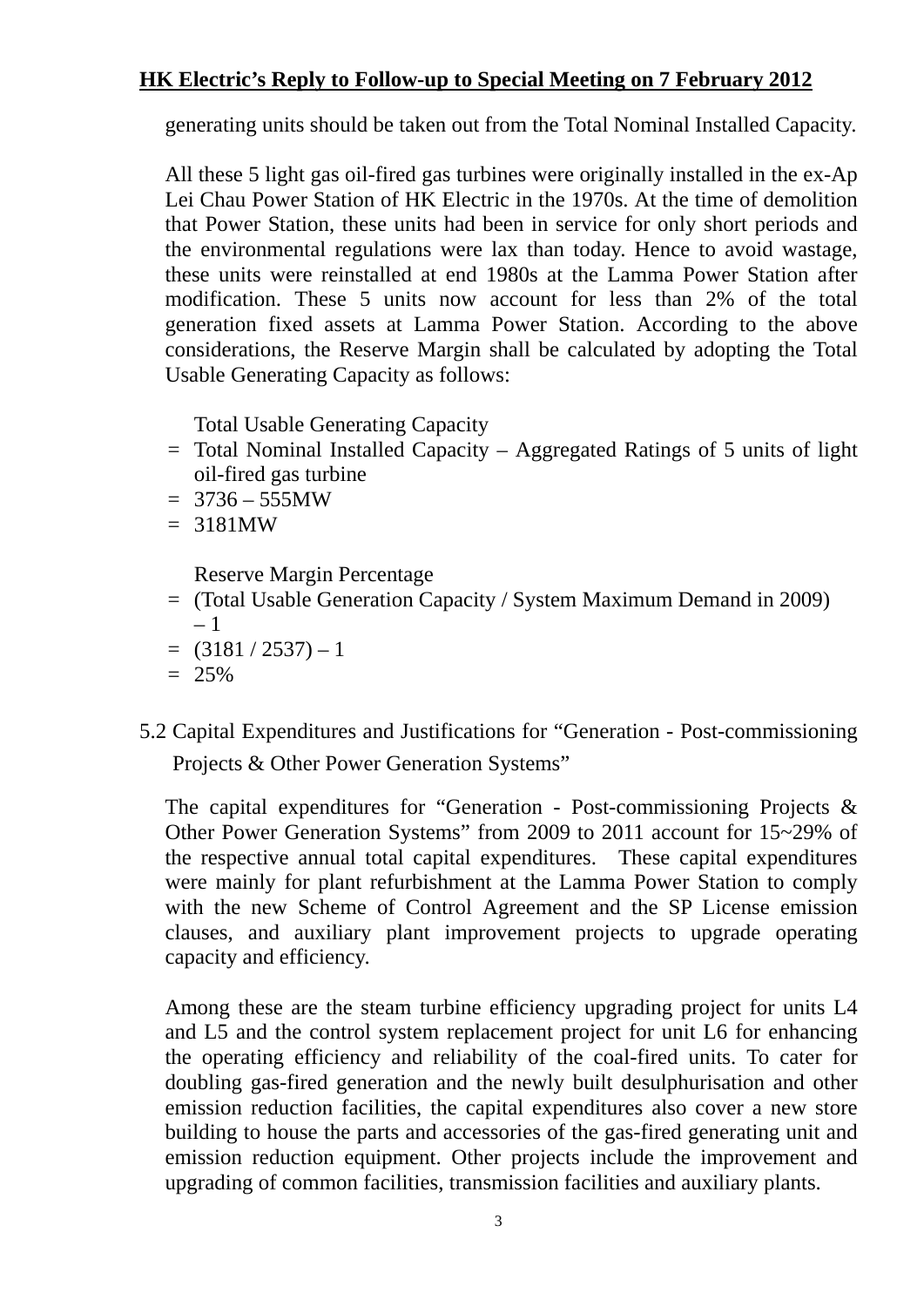generating units should be taken out from the Total Nominal Installed Capacity.

All these 5 light gas oil-fired gas turbines were originally installed in the ex-Ap Lei Chau Power Station of HK Electric in the 1970s. At the time of demolition that Power Station, these units had been in service for only short periods and the environmental regulations were lax than today. Hence to avoid wastage, these units were reinstalled at end 1980s at the Lamma Power Station after modification. These 5 units now account for less than 2% of the total generation fixed assets at Lamma Power Station. According to the above considerations, the Reserve Margin shall be calculated by adopting the Total Usable Generating Capacity as follows:

Total Usable Generating Capacity
= Total Nominal Installed Capacity – Aggregated Ratings of 5 units of light oil-fired gas turbine
= 3736 – 555MW
= 3181MW

Reserve Margin Percentage
= (Total Usable Generation Capacity / System Maximum Demand in 2009) – 1
= (3181 / 2537) – 1
= 25%

5.2 Capital Expenditures and Justifications for "Generation - Post-commissioning Projects & Other Power Generation Systems"

The capital expenditures for "Generation - Post-commissioning Projects & Other Power Generation Systems" from 2009 to 2011 account for 15~29% of the respective annual total capital expenditures. These capital expenditures were mainly for plant refurbishment at the Lamma Power Station to comply with the new Scheme of Control Agreement and the SP License emission clauses, and auxiliary plant improvement projects to upgrade operating capacity and efficiency.

Among these are the steam turbine efficiency upgrading project for units L4 and L5 and the control system replacement project for unit L6 for enhancing the operating efficiency and reliability of the coal-fired units. To cater for doubling gas-fired generation and the newly built desulphurisation and other emission reduction facilities, the capital expenditures also cover a new store building to house the parts and accessories of the gas-fired generating unit and emission reduction equipment. Other projects include the improvement and upgrading of common facilities, transmission facilities and auxiliary plants.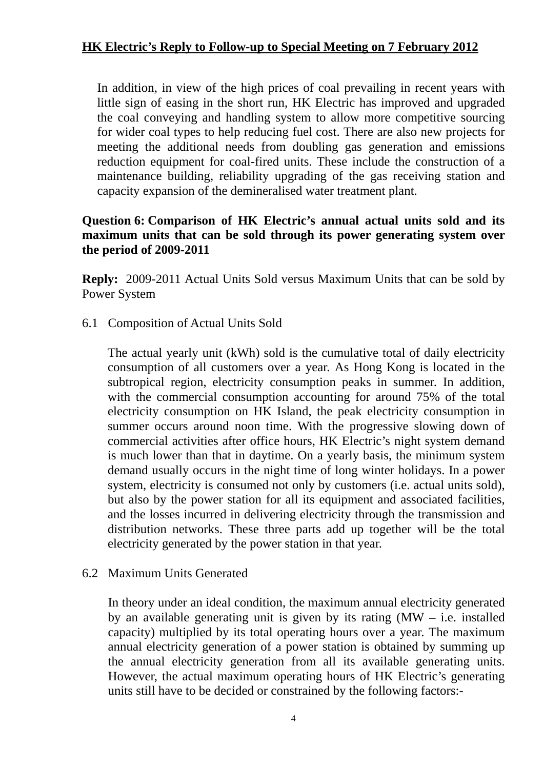In addition, in view of the high prices of coal prevailing in recent years with little sign of easing in the short run, HK Electric has improved and upgraded the coal conveying and handling system to allow more competitive sourcing for wider coal types to help reducing fuel cost. There are also new projects for meeting the additional needs from doubling gas generation and emissions reduction equipment for coal-fired units. These include the construction of a maintenance building, reliability upgrading of the gas receiving station and capacity expansion of the demineralised water treatment plant.

**Question 6: Comparison of HK Electric's annual actual units sold and its maximum units that can be sold through its power generating system over the period of 2009-2011**

**Reply:** 2009-2011 Actual Units Sold versus Maximum Units that can be sold by Power System

6.1 Composition of Actual Units Sold

The actual yearly unit (kWh) sold is the cumulative total of daily electricity consumption of all customers over a year. As Hong Kong is located in the subtropical region, electricity consumption peaks in summer. In addition, with the commercial consumption accounting for around 75% of the total electricity consumption on HK Island, the peak electricity consumption in summer occurs around noon time. With the progressive slowing down of commercial activities after office hours, HK Electric's night system demand is much lower than that in daytime. On a yearly basis, the minimum system demand usually occurs in the night time of long winter holidays. In a power system, electricity is consumed not only by customers (i.e. actual units sold), but also by the power station for all its equipment and associated facilities, and the losses incurred in delivering electricity through the transmission and distribution networks. These three parts add up together will be the total electricity generated by the power station in that year.

6.2 Maximum Units Generated

In theory under an ideal condition, the maximum annual electricity generated by an available generating unit is given by its rating (MW – i.e. installed capacity) multiplied by its total operating hours over a year. The maximum annual electricity generation of a power station is obtained by summing up the annual electricity generation from all its available generating units. However, the actual maximum operating hours of HK Electric's generating units still have to be decided or constrained by the following factors:-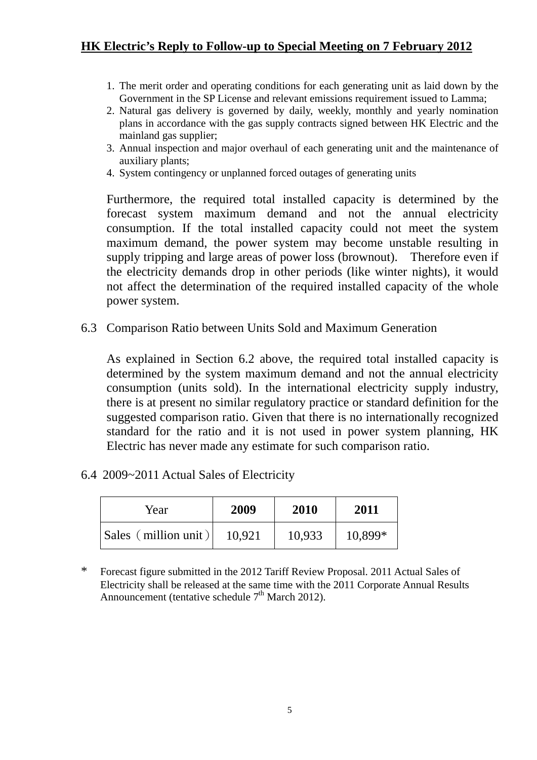## HK Electric's Reply to Follow-up to Special Meeting on 7 February 2012

1. The merit order and operating conditions for each generating unit as laid down by the Government in the SP License and relevant emissions requirement issued to Lamma;
2. Natural gas delivery is governed by daily, weekly, monthly and yearly nomination plans in accordance with the gas supply contracts signed between HK Electric and the mainland gas supplier;
3. Annual inspection and major overhaul of each generating unit and the maintenance of auxiliary plants;
4. System contingency or unplanned forced outages of generating units

Furthermore, the required total installed capacity is determined by the forecast system maximum demand and not the annual electricity consumption. If the total installed capacity could not meet the system maximum demand, the power system may become unstable resulting in supply tripping and large areas of power loss (brownout). Therefore even if the electricity demands drop in other periods (like winter nights), it would not affect the determination of the required installed capacity of the whole power system.

6.3 Comparison Ratio between Units Sold and Maximum Generation

As explained in Section 6.2 above, the required total installed capacity is determined by the system maximum demand and not the annual electricity consumption (units sold). In the international electricity supply industry, there is at present no similar regulatory practice or standard definition for the suggested comparison ratio. Given that there is no internationally recognized standard for the ratio and it is not used in power system planning, HK Electric has never made any estimate for such comparison ratio.

6.4 2009~2011 Actual Sales of Electricity

| Year | **2009** | **2010** | **2011** |
|---|---|---|---|
| Sales（million unit） | 10,921 | 10,933 | 10,899* |

\* Forecast figure submitted in the 2012 Tariff Review Proposal. 2011 Actual Sales of Electricity shall be released at the same time with the 2011 Corporate Annual Results Announcement (tentative schedule 7th March 2012).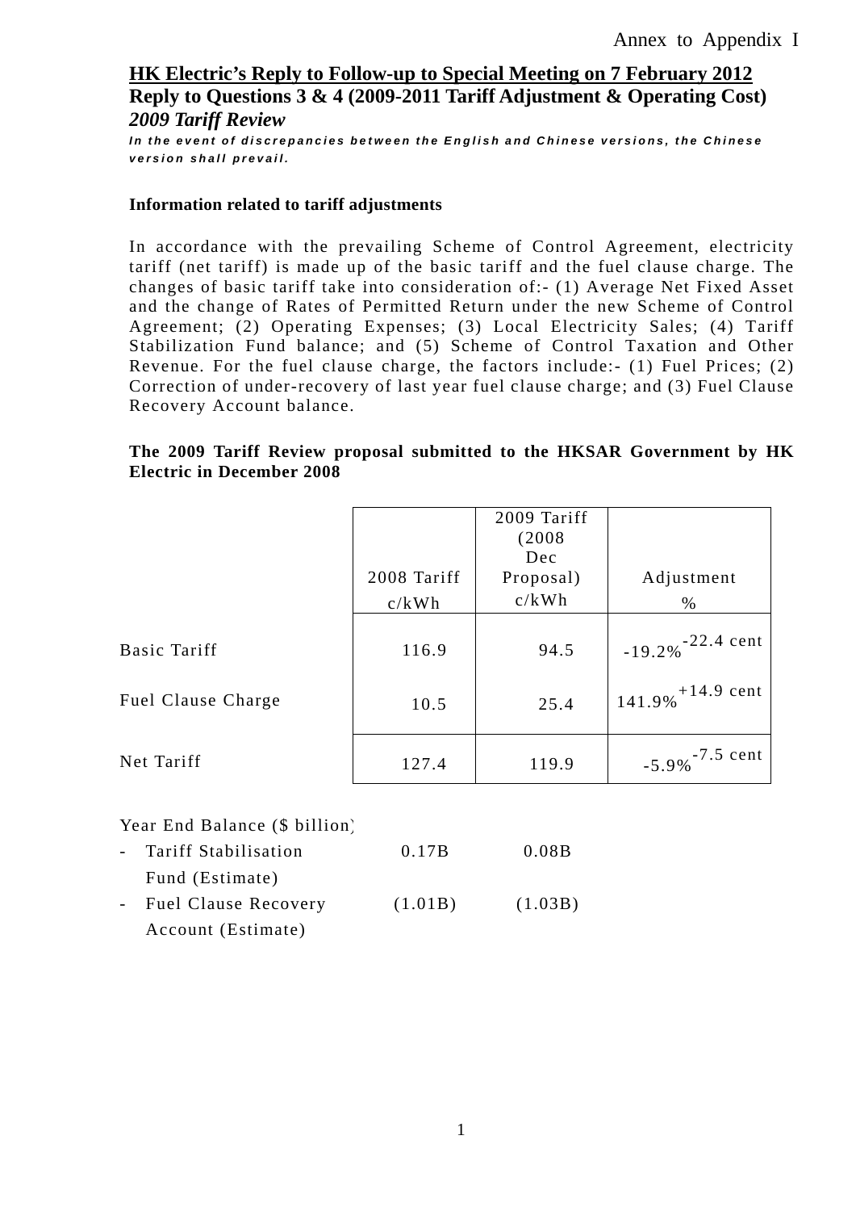Annex to Appendix I

**HK Electric's Reply to Follow-up to Special Meeting on 7 February 2012**

**Reply to Questions 3 & 4 (2009-2011 Tariff Adjustment & Operating Cost)**

***2009 Tariff Review***

***In the event of discrepancies between the English and Chinese versions, the Chinese version shall prevail.***

**Information related to tariff adjustments**

In accordance with the prevailing Scheme of Control Agreement, electricity tariff (net tariff) is made up of the basic tariff and the fuel clause charge. The changes of basic tariff take into consideration of:- (1) Average Net Fixed Asset and the change of Rates of Permitted Return under the new Scheme of Control Agreement; (2) Operating Expenses; (3) Local Electricity Sales; (4) Tariff Stabilization Fund balance; and (5) Scheme of Control Taxation and Other Revenue. For the fuel clause charge, the factors include:- (1) Fuel Prices; (2) Correction of under-recovery of last year fuel clause charge; and (3) Fuel Clause Recovery Account balance.

**The 2009 Tariff Review proposal submitted to the HKSAR Government by HK Electric in December 2008**

| | 2008 Tariff c/kWh | 2009 Tariff (2008 Dec Proposal) c/kWh | Adjustment % |
|---|---|---|---|
| Basic Tariff | 116.9 | 94.5 | -19.2% -22.4 cent |
| Fuel Clause Charge | 10.5 | 25.4 | 141.9% +14.9 cent |
| Net Tariff | 127.4 | 119.9 | -5.9% -7.5 cent |

| Year End Balance ($ billion) | | |
|---|---|---|
| - Tariff Stabilisation Fund (Estimate) | 0.17B | 0.08B |
| - Fuel Clause Recovery Account (Estimate) | (1.01B) | (1.03B) |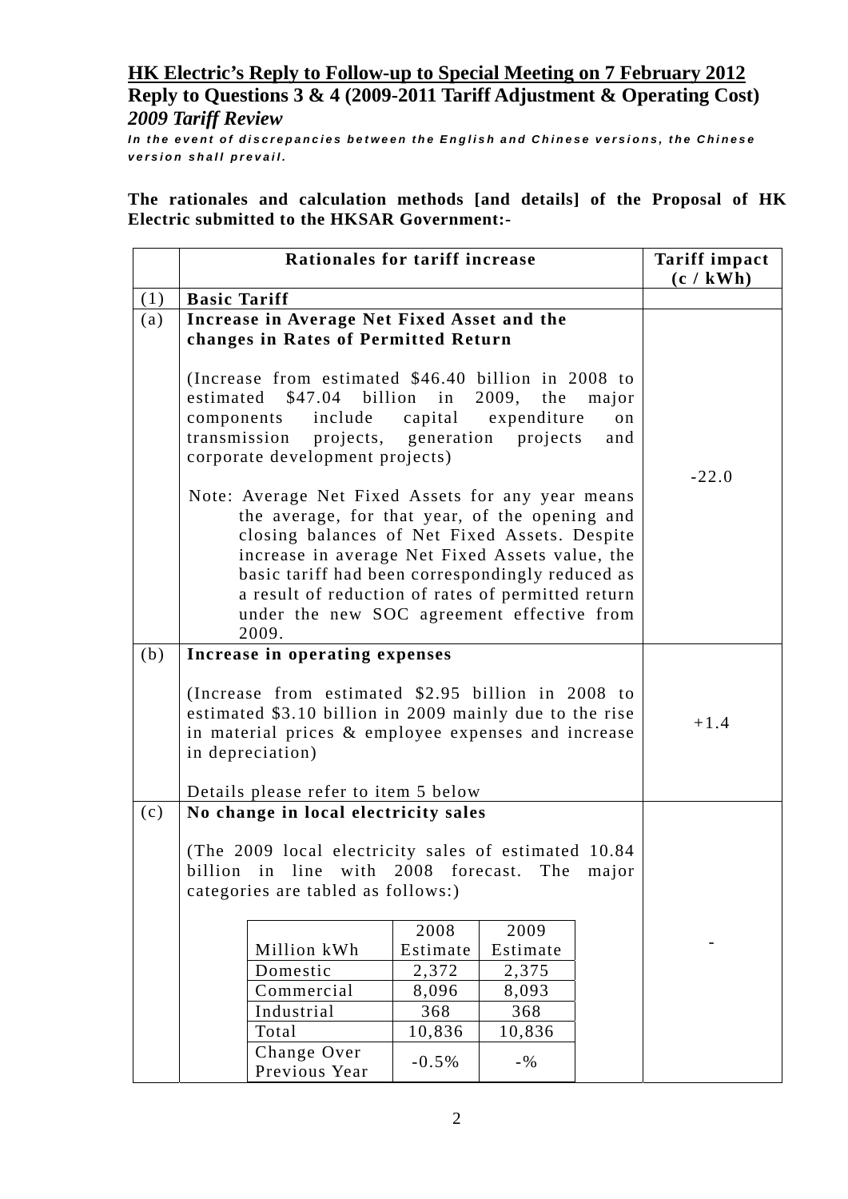## HK Electric's Reply to Follow-up to Special Meeting on 7 February 2012

**Reply to Questions 3 & 4 (2009-2011 Tariff Adjustment & Operating Cost)**

***2009 Tariff Review***

***In the event of discrepancies between the English and Chinese versions, the Chinese version shall prevail.***

**The rationales and calculation methods [and details] of the Proposal of HK Electric submitted to the HKSAR Government:-**

| | Rationales for tariff increase | Tariff impact (c / kWh) |
|---|---|---|
| (1) | **Basic Tariff** | |
| (a) | **Increase in Average Net Fixed Asset and the changes in Rates of Permitted Return**<br><br>(Increase from estimated $46.40 billion in 2008 to estimated $47.04 billion in 2009, the major components include capital expenditure on transmission projects, generation projects and corporate development projects)<br><br>Note: Average Net Fixed Assets for any year means the average, for that year, of the opening and closing balances of Net Fixed Assets. Despite increase in average Net Fixed Assets value, the basic tariff had been correspondingly reduced as a result of reduction of rates of permitted return under the new SOC agreement effective from 2009. | -22.0 |
| (b) | **Increase in operating expenses**<br><br>(Increase from estimated $2.95 billion in 2008 to estimated $3.10 billion in 2009 mainly due to the rise in material prices & employee expenses and increase in depreciation)<br><br>Details please refer to item 5 below | +1.4 |
| (c) | **No change in local electricity sales**<br><br>(The 2009 local electricity sales of estimated 10.84 billion in line with 2008 forecast. The major categories are tabled as follows:) | - |

| Million kWh | 2008 Estimate | 2009 Estimate |
|---|---|---|
| Domestic | 2,372 | 2,375 |
| Commercial | 8,096 | 8,093 |
| Industrial | 368 | 368 |
| Total | 10,836 | 10,836 |
| Change Over Previous Year | -0.5% | -% |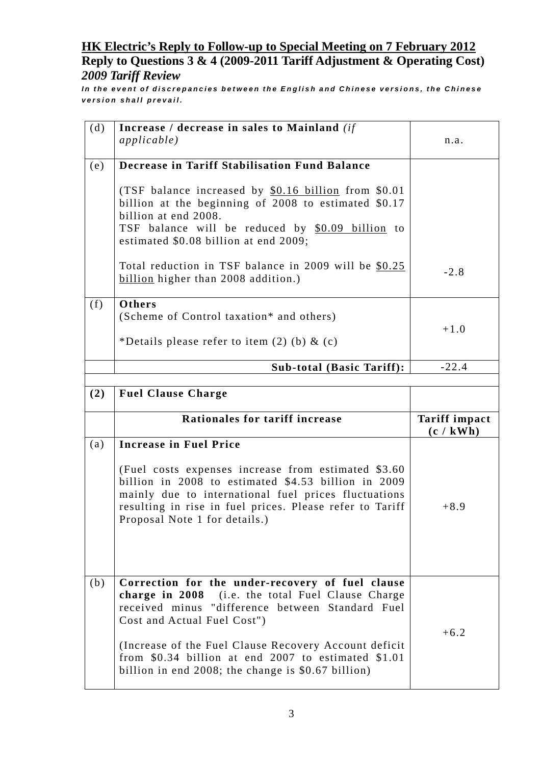## HK Electric's Reply to Follow-up to Special Meeting on 7 February 2012

**Reply to Questions 3 & 4 (2009-2011 Tariff Adjustment & Operating Cost)**

***2009 Tariff Review***

***In the event of discrepancies between the English and Chinese versions, the Chinese version shall prevail.***

| | | |
|---|---|---|
| (d) | **Increase / decrease in sales to Mainland** *(if applicable)* | n.a. |
| (e) | **Decrease in Tariff Stabilisation Fund Balance**<br><br>(TSF balance increased by <u>$0.16 billion</u> from $0.01 billion at the beginning of 2008 to estimated $0.17 billion at end 2008.<br>TSF balance will be reduced by <u>$0.09 billion</u> to estimated $0.08 billion at end 2009;<br><br>Total reduction in TSF balance in 2009 will be <u>$0.25 billion</u> higher than 2008 addition.) | -2.8 |
| (f) | **Others**<br>(Scheme of Control taxation* and others)<br><br>*Details please refer to item (2) (b) & (c) | +1.0 |
| | **Sub-total (Basic Tariff):** | -22.4 |
| | | |
| **(2)** | **Fuel Clause Charge** | |
| | **Rationales for tariff increase** | **Tariff impact (c / kWh)** |
| (a) | **Increase in Fuel Price**<br><br>(Fuel costs expenses increase from estimated $3.60 billion in 2008 to estimated $4.53 billion in 2009 mainly due to international fuel prices fluctuations resulting in rise in fuel prices. Please refer to Tariff Proposal Note 1 for details.) | +8.9 |
| (b) | **Correction for the under-recovery of fuel clause charge in 2008** (i.e. the total Fuel Clause Charge received minus "difference between Standard Fuel Cost and Actual Fuel Cost")<br><br>(Increase of the Fuel Clause Recovery Account deficit from $0.34 billion at end 2007 to estimated $1.01 billion in end 2008; the change is $0.67 billion) | +6.2 |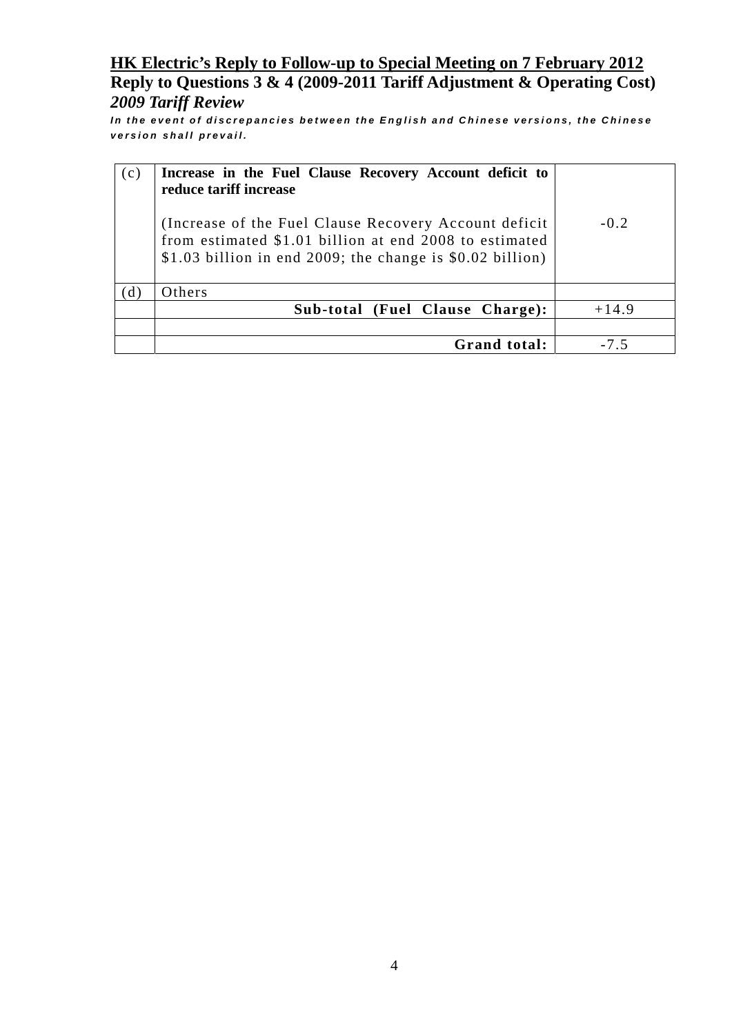**<u>HK Electric's Reply to Follow-up to Special Meeting on 7 February 2012</u>**

**Reply to Questions 3 & 4 (2009-2011 Tariff Adjustment & Operating Cost)**

***2009 Tariff Review***

***In the event of discrepancies between the English and Chinese versions, the Chinese version shall prevail.***

| | | |
|---|---|---|
| (c) | **Increase in the Fuel Clause Recovery Account deficit to reduce tariff increase**<br><br>(Increase of the Fuel Clause Recovery Account deficit from estimated $1.01 billion at end 2008 to estimated $1.03 billion in end 2009; the change is $0.02 billion) | -0.2 |
| (d) | Others | |
| | **Sub-total (Fuel Clause Charge):** | +14.9 |
| | | |
| | **Grand total:** | -7.5 |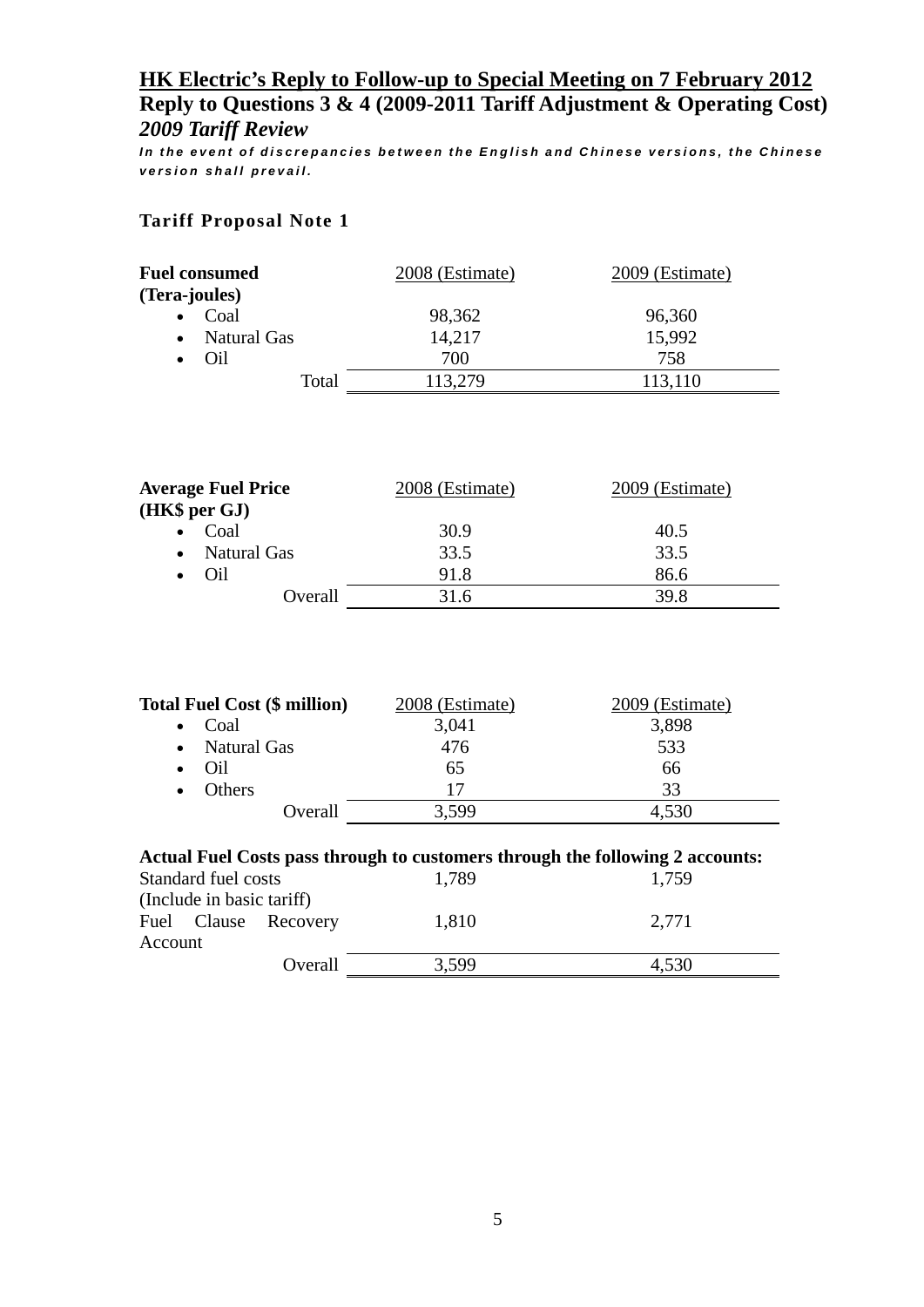## HK Electric's Reply to Follow-up to Special Meeting on 7 February 2012

**Reply to Questions 3 & 4 (2009-2011 Tariff Adjustment & Operating Cost)**

***2009 Tariff Review***

***In the event of discrepancies between the English and Chinese versions, the Chinese version shall prevail.***

### Tariff Proposal Note 1

| Fuel consumed (Tera-joules) | 2008 (Estimate) | 2009 (Estimate) |
|---|---|---|
| • Coal | 98,362 | 96,360 |
| • Natural Gas | 14,217 | 15,992 |
| • Oil | 700 | 758 |
| Total | 113,279 | 113,110 |

| Average Fuel Price (HK$ per GJ) | 2008 (Estimate) | 2009 (Estimate) |
|---|---|---|
| • Coal | 30.9 | 40.5 |
| • Natural Gas | 33.5 | 33.5 |
| • Oil | 91.8 | 86.6 |
| Overall | 31.6 | 39.8 |

| Total Fuel Cost ($ million) | 2008 (Estimate) | 2009 (Estimate) |
|---|---|---|
| • Coal | 3,041 | 3,898 |
| • Natural Gas | 476 | 533 |
| • Oil | 65 | 66 |
| • Others | 17 | 33 |
| Overall | 3,599 | 4,530 |

**Actual Fuel Costs pass through to customers through the following 2 accounts:**

| | 2008 (Estimate) | 2009 (Estimate) |
|---|---|---|
| Standard fuel costs (Include in basic tariff) | 1,789 | 1,759 |
| Fuel Clause Recovery Account | 1,810 | 2,771 |
| Overall | 3,599 | 4,530 |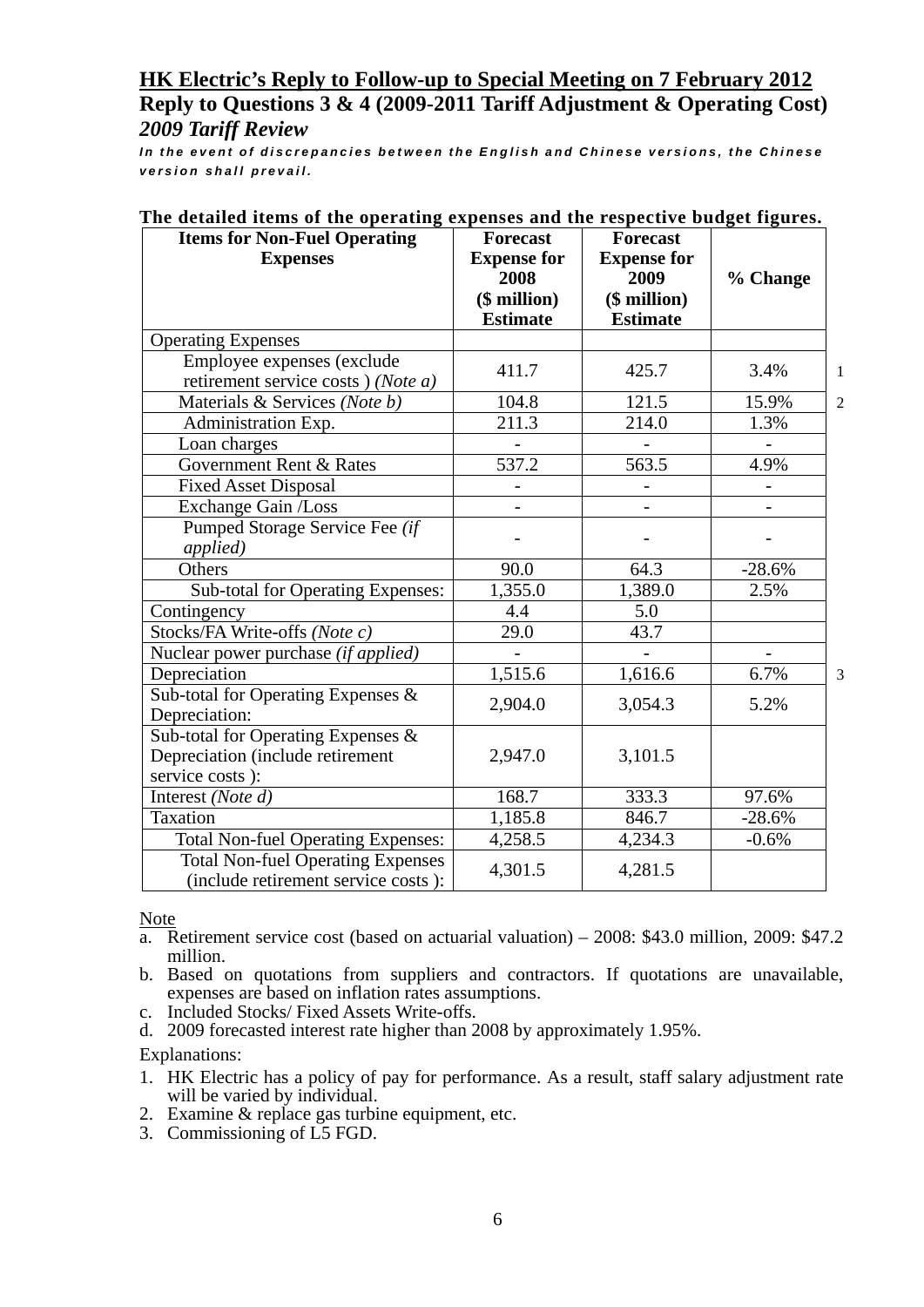## HK Electric's Reply to Follow-up to Special Meeting on 7 February 2012

### Reply to Questions 3 & 4 (2009-2011 Tariff Adjustment & Operating Cost)

### *2009 Tariff Review*

***In the event of discrepancies between the English and Chinese versions, the Chinese version shall prevail.***

**The detailed items of the operating expenses and the respective budget figures.**

| Items for Non-Fuel Operating Expenses | Forecast Expense for 2008 ($ million) Estimate | Forecast Expense for 2009 ($ million) Estimate | % Change | |
|---|---|---|---|---|
| Operating Expenses | | | | |
| Employee expenses (exclude retirement service costs ) *(Note a)* | 411.7 | 425.7 | 3.4% | 1 |
| Materials & Services *(Note b)* | 104.8 | 121.5 | 15.9% | 2 |
| Administration Exp. | 211.3 | 214.0 | 1.3% | |
| Loan charges | - | - | - | |
| Government Rent & Rates | 537.2 | 563.5 | 4.9% | |
| Fixed Asset Disposal | - | - | - | |
| Exchange Gain /Loss | - | - | - | |
| Pumped Storage Service Fee *(if applied)* | - | - | - | |
| Others | 90.0 | 64.3 | -28.6% | |
| Sub-total for Operating Expenses: | 1,355.0 | 1,389.0 | 2.5% | |
| Contingency | 4.4 | 5.0 | | |
| Stocks/FA Write-offs *(Note c)* | 29.0 | 43.7 | | |
| Nuclear power purchase *(if applied)* | - | - | - | |
| Depreciation | 1,515.6 | 1,616.6 | 6.7% | 3 |
| Sub-total for Operating Expenses & Depreciation: | 2,904.0 | 3,054.3 | 5.2% | |
| Sub-total for Operating Expenses & Depreciation (include retirement service costs ): | 2,947.0 | 3,101.5 | | |
| Interest *(Note d)* | 168.7 | 333.3 | 97.6% | |
| Taxation | 1,185.8 | 846.7 | -28.6% | |
| Total Non-fuel Operating Expenses: | 4,258.5 | 4,234.3 | -0.6% | |
| Total Non-fuel Operating Expenses (include retirement service costs ): | 4,301.5 | 4,281.5 | | |

Note

a. Retirement service cost (based on actuarial valuation) – 2008: $43.0 million, 2009: $47.2 million.
b. Based on quotations from suppliers and contractors. If quotations are unavailable, expenses are based on inflation rates assumptions.
c. Included Stocks/ Fixed Assets Write-offs.
d. 2009 forecasted interest rate higher than 2008 by approximately 1.95%.

Explanations:

1. HK Electric has a policy of pay for performance. As a result, staff salary adjustment rate will be varied by individual.
2. Examine & replace gas turbine equipment, etc.
3. Commissioning of L5 FGD.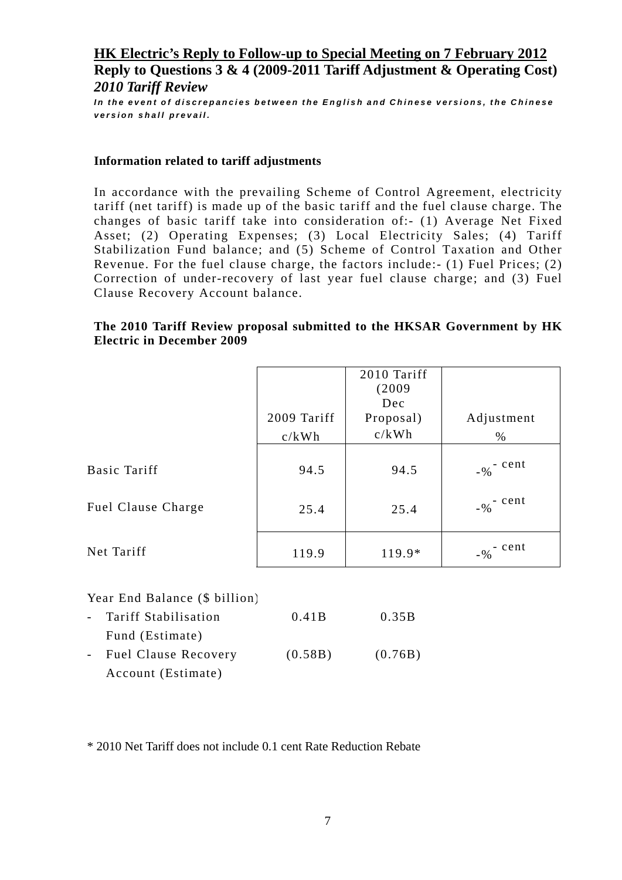## HK Electric's Reply to Follow-up to Special Meeting on 7 February 2012

**Reply to Questions 3 & 4 (2009-2011 Tariff Adjustment & Operating Cost)**

***2010 Tariff Review***

***In the event of discrepancies between the English and Chinese versions, the Chinese version shall prevail.***

**Information related to tariff adjustments**

In accordance with the prevailing Scheme of Control Agreement, electricity tariff (net tariff) is made up of the basic tariff and the fuel clause charge. The changes of basic tariff take into consideration of:- (1) Average Net Fixed Asset; (2) Operating Expenses; (3) Local Electricity Sales; (4) Tariff Stabilization Fund balance; and (5) Scheme of Control Taxation and Other Revenue. For the fuel clause charge, the factors include:- (1) Fuel Prices; (2) Correction of under-recovery of last year fuel clause charge; and (3) Fuel Clause Recovery Account balance.

**The 2010 Tariff Review proposal submitted to the HKSAR Government by HK Electric in December 2009**

| | 2009 Tariff c/kWh | 2010 Tariff (2009 Dec Proposal) c/kWh | Adjustment % |
|---|---|---|---|
| Basic Tariff | 94.5 | 94.5 | -% - cent |
| Fuel Clause Charge | 25.4 | 25.4 | -% - cent |
| Net Tariff | 119.9 | 119.9* | -% - cent |

| Year End Balance ($ billion) | | |
|---|---|---|
| - Tariff Stabilisation Fund (Estimate) | 0.41B | 0.35B |
| - Fuel Clause Recovery Account (Estimate) | (0.58B) | (0.76B) |

\* 2010 Net Tariff does not include 0.1 cent Rate Reduction Rebate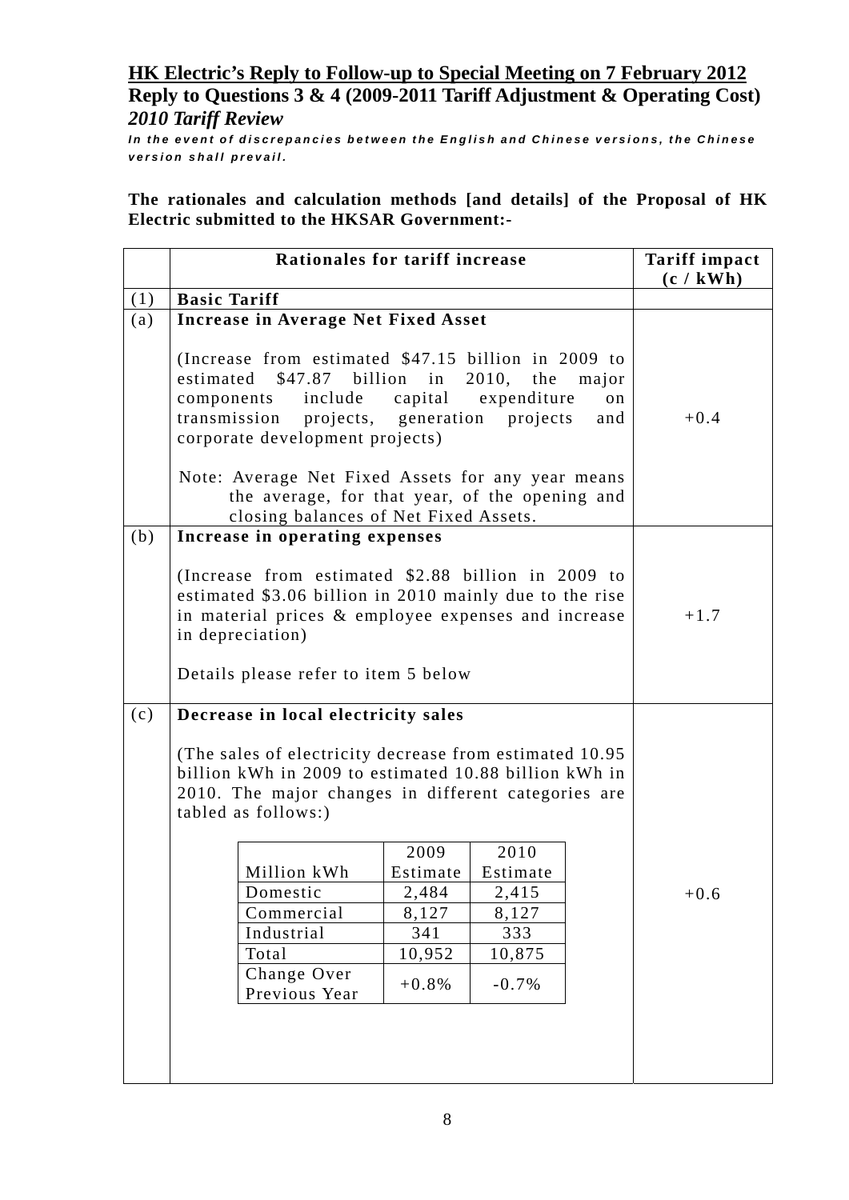**HK Electric's Reply to Follow-up to Special Meeting on 7 February 2012**
**Reply to Questions 3 & 4 (2009-2011 Tariff Adjustment & Operating Cost)**
***2010 Tariff Review***

***In the event of discrepancies between the English and Chinese versions, the Chinese version shall prevail.***

**The rationales and calculation methods [and details] of the Proposal of HK Electric submitted to the HKSAR Government:-**

| | Rationales for tariff increase | Tariff impact (c / kWh) |
|---|---|---|
| (1) | **Basic Tariff** | |
| (a) | **Increase in Average Net Fixed Asset**<br><br>(Increase from estimated $47.15 billion in 2009 to estimated $47.87 billion in 2010, the major components include capital expenditure on transmission projects, generation projects and corporate development projects)<br><br>Note: Average Net Fixed Assets for any year means the average, for that year, of the opening and closing balances of Net Fixed Assets. | +0.4 |
| (b) | **Increase in operating expenses**<br><br>(Increase from estimated $2.88 billion in 2009 to estimated $3.06 billion in 2010 mainly due to the rise in material prices & employee expenses and increase in depreciation)<br><br>Details please refer to item 5 below | +1.7 |
| (c) | **Decrease in local electricity sales**<br><br>(The sales of electricity decrease from estimated 10.95 billion kWh in 2009 to estimated 10.88 billion kWh in 2010. The major changes in different categories are tabled as follows:) | +0.6 |

| Million kWh | 2009 Estimate | 2010 Estimate |
|---|---|---|
| Domestic | 2,484 | 2,415 |
| Commercial | 8,127 | 8,127 |
| Industrial | 341 | 333 |
| Total | 10,952 | 10,875 |
| Change Over Previous Year | +0.8% | -0.7% |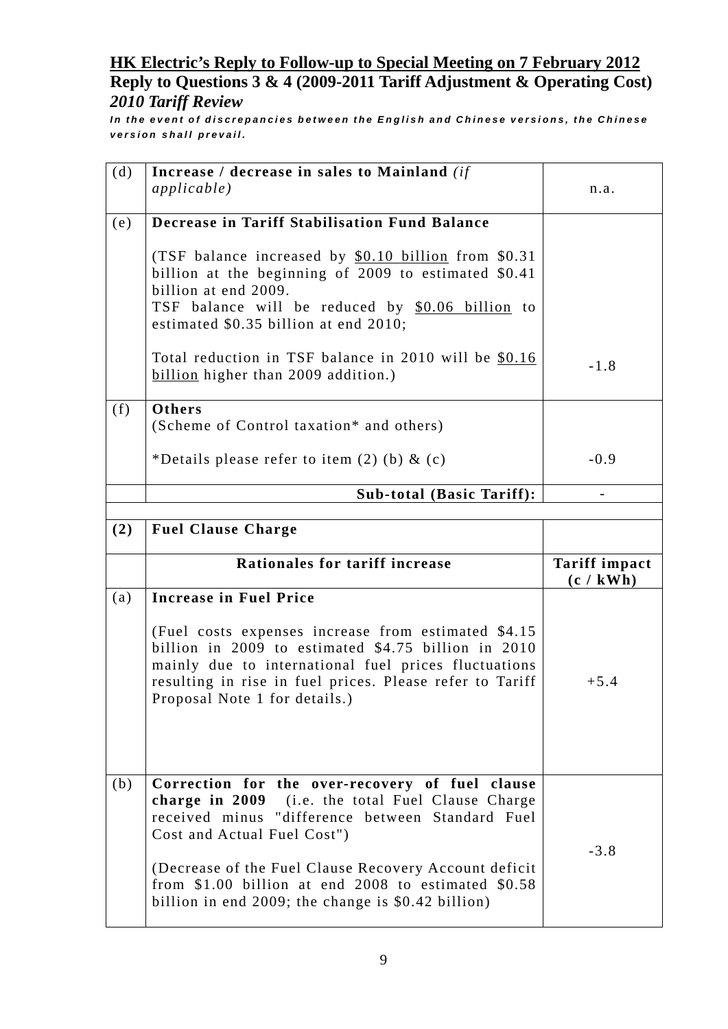## HK Electric's Reply to Follow-up to Special Meeting on 7 February 2012

### Reply to Questions 3 & 4 (2009-2011 Tariff Adjustment & Operating Cost)

### *2010 Tariff Review*

***In the event of discrepancies between the English and Chinese versions, the Chinese version shall prevail.***

| | | |
|---|---|---|
| (d) | **Increase / decrease in sales to Mainland** *(if applicable)* | n.a. |
| (e) | **Decrease in Tariff Stabilisation Fund Balance**<br><br>(TSF balance increased by <u>\$0.10 billion</u> from \$0.31 billion at the beginning of 2009 to estimated \$0.41 billion at end 2009.<br>TSF balance will be reduced by <u>\$0.06 billion</u> to estimated \$0.35 billion at end 2010;<br><br>Total reduction in TSF balance in 2010 will be <u>\$0.16 billion</u> higher than 2009 addition.) | -1.8 |
| (f) | **Others**<br>(Scheme of Control taxation* and others)<br><br>*Details please refer to item (2) (b) & (c) | -0.9 |
| | **Sub-total (Basic Tariff):** | - |

| | | |
|---|---|---|
| **(2)** | **Fuel Clause Charge** | |
| | **Rationales for tariff increase** | **Tariff impact (c / kWh)** |
| (a) | **Increase in Fuel Price**<br><br>(Fuel costs expenses increase from estimated \$4.15 billion in 2009 to estimated \$4.75 billion in 2010 mainly due to international fuel prices fluctuations resulting in rise in fuel prices. Please refer to Tariff Proposal Note 1 for details.) | +5.4 |
| (b) | **Correction for the over-recovery of fuel clause charge in 2009** (i.e. the total Fuel Clause Charge received minus "difference between Standard Fuel Cost and Actual Fuel Cost")<br><br>(Decrease of the Fuel Clause Recovery Account deficit from \$1.00 billion at end 2008 to estimated \$0.58 billion in end 2009; the change is \$0.42 billion) | -3.8 |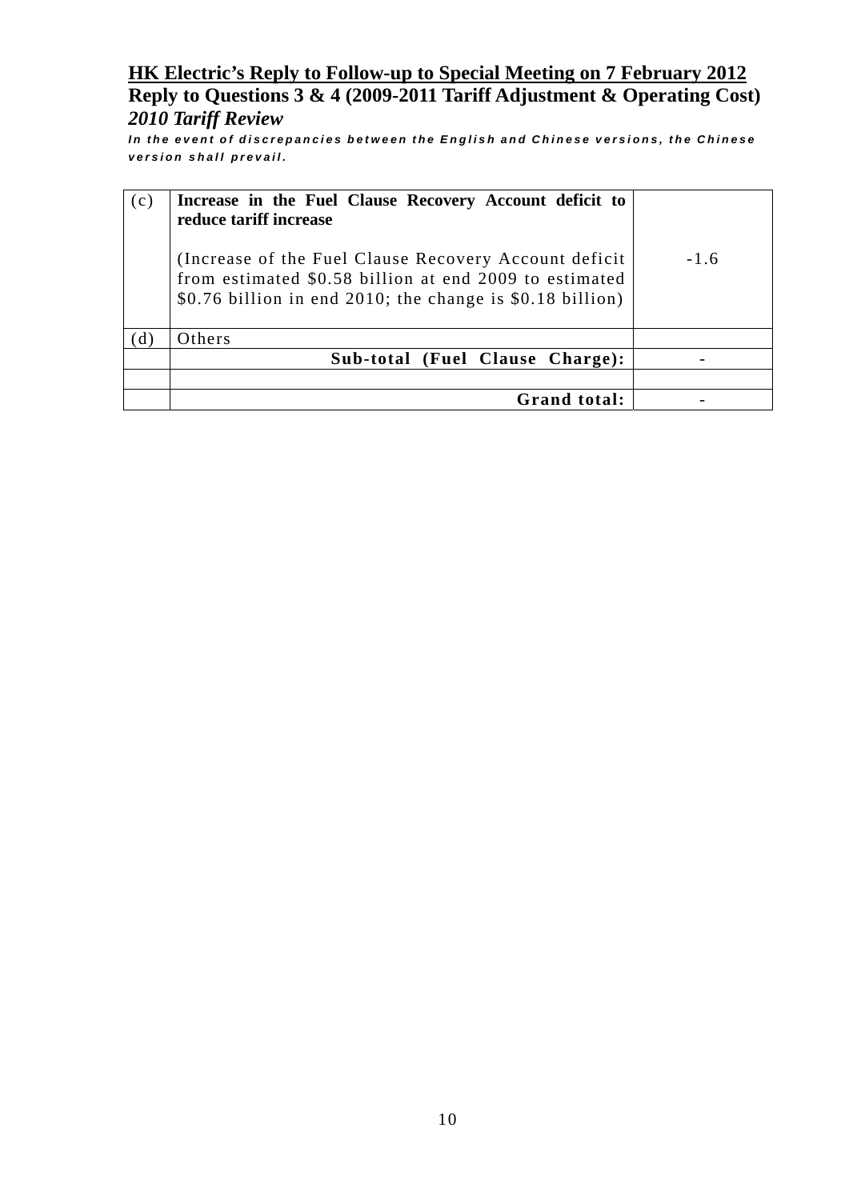**<u>HK Electric's Reply to Follow-up to Special Meeting on 7 February 2012</u>**

**Reply to Questions 3 & 4 (2009-2011 Tariff Adjustment & Operating Cost)**

***2010 Tariff Review***

***In the event of discrepancies between the English and Chinese versions, the Chinese version shall prevail.***

| | | |
|---|---|---|
| (c) | **Increase in the Fuel Clause Recovery Account deficit to reduce tariff increase**<br><br>(Increase of the Fuel Clause Recovery Account deficit from estimated \$0.58 billion at end 2009 to estimated \$0.76 billion in end 2010; the change is \$0.18 billion) | -1.6 |
| (d) | Others | |
| | **Sub-total (Fuel Clause Charge):** | - |
| | | |
| | **Grand total:** | - |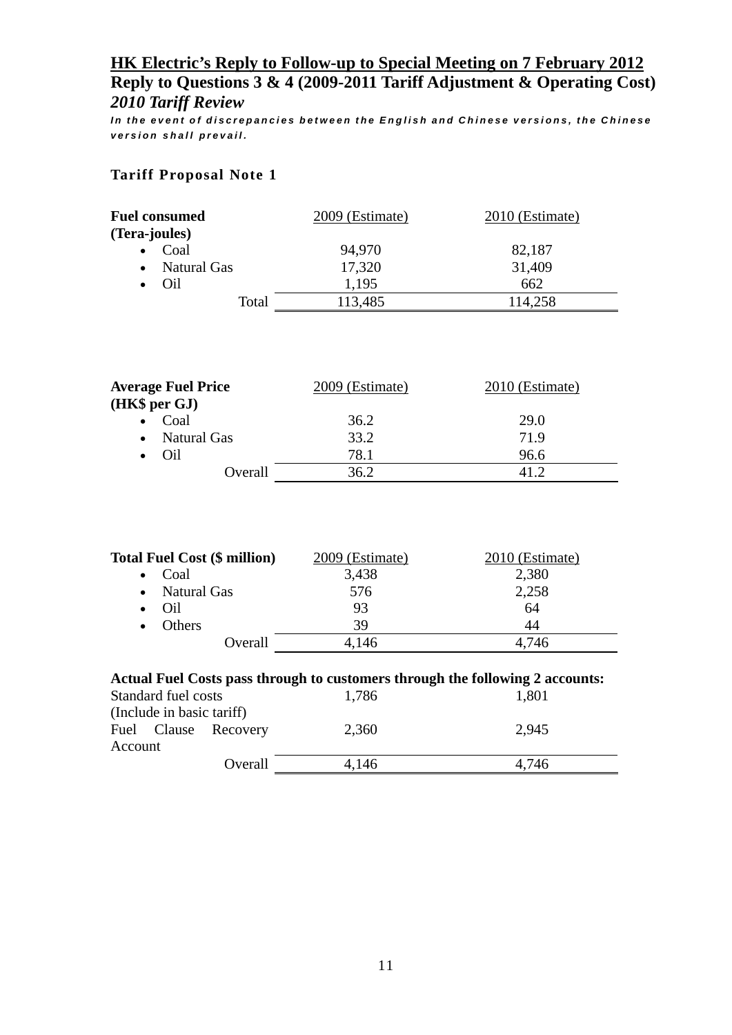## HK Electric's Reply to Follow-up to Special Meeting on 7 February 2012

**Reply to Questions 3 & 4 (2009-2011 Tariff Adjustment & Operating Cost)**

***2010 Tariff Review***

***In the event of discrepancies between the English and Chinese versions, the Chinese version shall prevail.***

### Tariff Proposal Note 1

| **Fuel consumed (Tera-joules)** | 2009 (Estimate) | 2010 (Estimate) |
|---|---|---|
| • Coal | 94,970 | 82,187 |
| • Natural Gas | 17,320 | 31,409 |
| • Oil | 1,195 | 662 |
| Total | 113,485 | 114,258 |

| **Average Fuel Price (HK$ per GJ)** | 2009 (Estimate) | 2010 (Estimate) |
|---|---|---|
| • Coal | 36.2 | 29.0 |
| • Natural Gas | 33.2 | 71.9 |
| • Oil | 78.1 | 96.6 |
| Overall | 36.2 | 41.2 |

| **Total Fuel Cost ($ million)** | 2009 (Estimate) | 2010 (Estimate) |
|---|---|---|
| • Coal | 3,438 | 2,380 |
| • Natural Gas | 576 | 2,258 |
| • Oil | 93 | 64 |
| • Others | 39 | 44 |
| Overall | 4,146 | 4,746 |

**Actual Fuel Costs pass through to customers through the following 2 accounts:**

| | 2009 (Estimate) | 2010 (Estimate) |
|---|---|---|
| Standard fuel costs (Include in basic tariff) | 1,786 | 1,801 |
| Fuel Clause Recovery Account | 2,360 | 2,945 |
| Overall | 4,146 | 4,746 |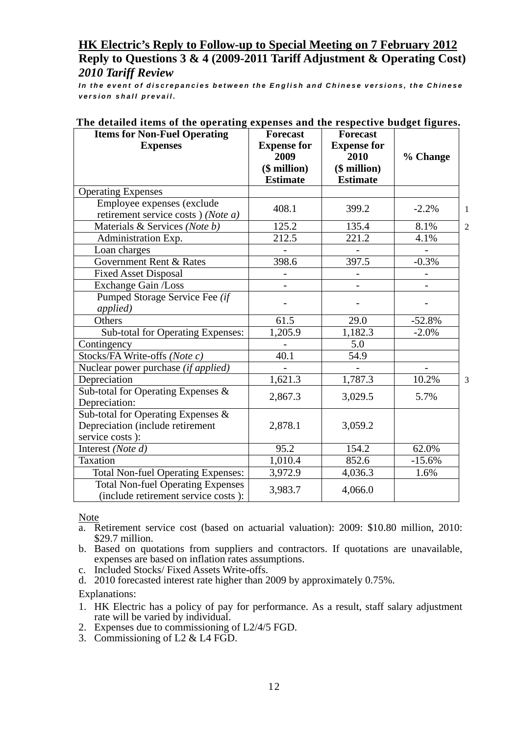## HK Electric's Reply to Follow-up to Special Meeting on 7 February 2012

**Reply to Questions 3 & 4 (2009-2011 Tariff Adjustment & Operating Cost)**

***2010 Tariff Review***

***In the event of discrepancies between the English and Chinese versions, the Chinese version shall prevail.***

**The detailed items of the operating expenses and the respective budget figures.**

| Items for Non-Fuel Operating Expenses | Forecast Expense for 2009 ($ million) Estimate | Forecast Expense for 2010 ($ million) Estimate | % Change | |
|---|---|---|---|---|
| Operating Expenses | | | | |
| Employee expenses (exclude retirement service costs ) *(Note a)* | 408.1 | 399.2 | -2.2% | 1 |
| Materials & Services *(Note b)* | 125.2 | 135.4 | 8.1% | 2 |
| Administration Exp. | 212.5 | 221.2 | 4.1% | |
| Loan charges | - | - | - | |
| Government Rent & Rates | 398.6 | 397.5 | -0.3% | |
| Fixed Asset Disposal | - | - | - | |
| Exchange Gain /Loss | - | - | - | |
| Pumped Storage Service Fee *(if applied)* | - | - | - | |
| Others | 61.5 | 29.0 | -52.8% | |
| Sub-total for Operating Expenses: | 1,205.9 | 1,182.3 | -2.0% | |
| Contingency | - | 5.0 | | |
| Stocks/FA Write-offs *(Note c)* | 40.1 | 54.9 | | |
| Nuclear power purchase *(if applied)* | - | - | - | |
| Depreciation | 1,621.3 | 1,787.3 | 10.2% | 3 |
| Sub-total for Operating Expenses & Depreciation: | 2,867.3 | 3,029.5 | 5.7% | |
| Sub-total for Operating Expenses & Depreciation (include retirement service costs ): | 2,878.1 | 3,059.2 | | |
| Interest *(Note d)* | 95.2 | 154.2 | 62.0% | |
| Taxation | 1,010.4 | 852.6 | -15.6% | |
| Total Non-fuel Operating Expenses: | 3,972.9 | 4,036.3 | 1.6% | |
| Total Non-fuel Operating Expenses (include retirement service costs ): | 3,983.7 | 4,066.0 | | |

Note

a. Retirement service cost (based on actuarial valuation): 2009: $10.80 million, 2010: $29.7 million.
b. Based on quotations from suppliers and contractors. If quotations are unavailable, expenses are based on inflation rates assumptions.
c. Included Stocks/ Fixed Assets Write-offs.
d. 2010 forecasted interest rate higher than 2009 by approximately 0.75%.

Explanations:

1. HK Electric has a policy of pay for performance. As a result, staff salary adjustment rate will be varied by individual.
2. Expenses due to commissioning of L2/4/5 FGD.
3. Commissioning of L2 & L4 FGD.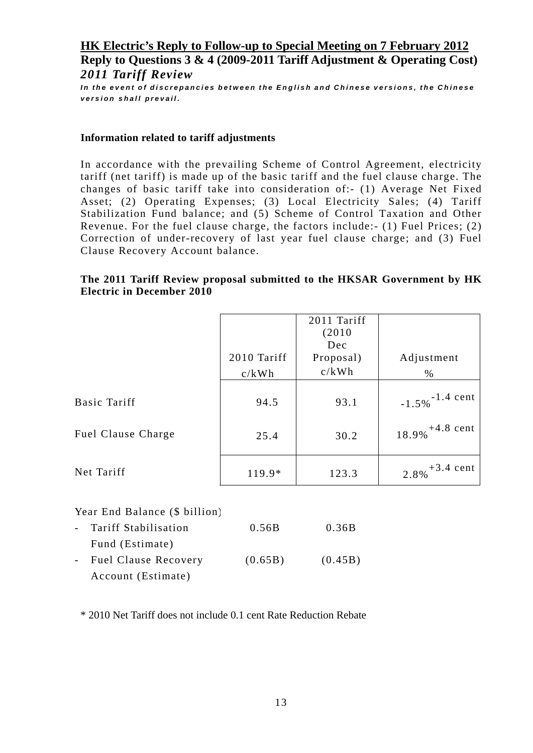## HK Electric's Reply to Follow-up to Special Meeting on 7 February 2012

**Reply to Questions 3 & 4 (2009-2011 Tariff Adjustment & Operating Cost)**

***2011 Tariff Review***

***In the event of discrepancies between the English and Chinese versions, the Chinese version shall prevail.***

**Information related to tariff adjustments**

In accordance with the prevailing Scheme of Control Agreement, electricity tariff (net tariff) is made up of the basic tariff and the fuel clause charge. The changes of basic tariff take into consideration of:- (1) Average Net Fixed Asset; (2) Operating Expenses; (3) Local Electricity Sales; (4) Tariff Stabilization Fund balance; and (5) Scheme of Control Taxation and Other Revenue. For the fuel clause charge, the factors include:- (1) Fuel Prices; (2) Correction of under-recovery of last year fuel clause charge; and (3) Fuel Clause Recovery Account balance.

**The 2011 Tariff Review proposal submitted to the HKSAR Government by HK Electric in December 2010**

| | 2010 Tariff c/kWh | 2011 Tariff (2010 Dec Proposal) c/kWh | Adjustment % |
|---|---|---|---|
| Basic Tariff | 94.5 | 93.1 | -1.5% -1.4 cent |
| Fuel Clause Charge | 25.4 | 30.2 | 18.9% +4.8 cent |
| Net Tariff | 119.9* | 123.3 | 2.8% +3.4 cent |

| Year End Balance ($ billion) | | |
|---|---|---|
| - Tariff Stabilisation Fund (Estimate) | 0.56B | 0.36B |
| - Fuel Clause Recovery Account (Estimate) | (0.65B) | (0.45B) |

\* 2010 Net Tariff does not include 0.1 cent Rate Reduction Rebate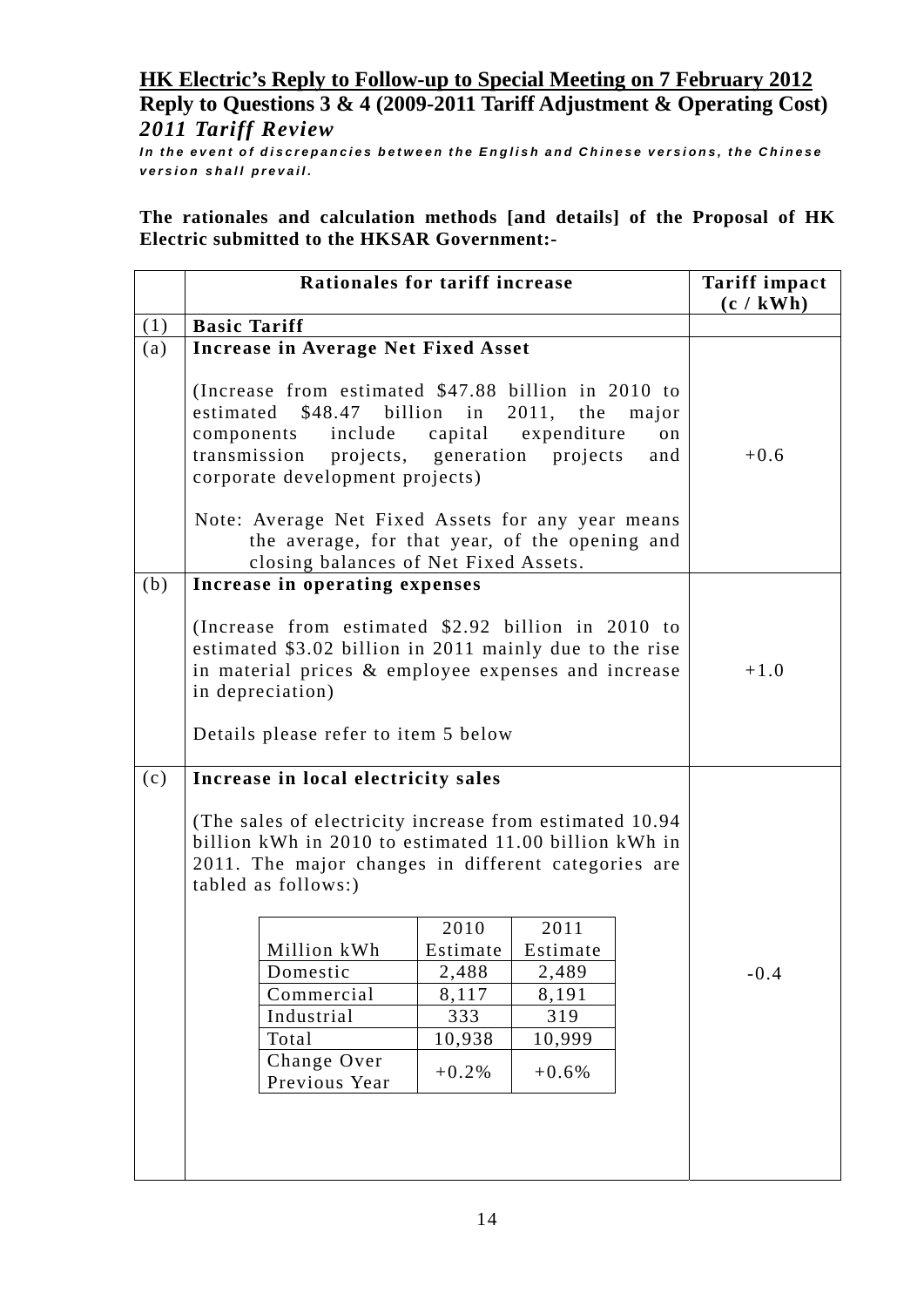# HK Electric's Reply to Follow-up to Special Meeting on 7 February 2012

## Reply to Questions 3 & 4 (2009-2011 Tariff Adjustment & Operating Cost)

### *2011 Tariff Review*

***In the event of discrepancies between the English and Chinese versions, the Chinese version shall prevail.***

**The rationales and calculation methods [and details] of the Proposal of HK Electric submitted to the HKSAR Government:-**

| | Rationales for tariff increase | Tariff impact (c / kWh) |
|---|---|---|
| (1) | **Basic Tariff** | |
| (a) | **Increase in Average Net Fixed Asset**<br><br>(Increase from estimated $47.88 billion in 2010 to estimated $48.47 billion in 2011, the major components include capital expenditure on transmission projects, generation projects and corporate development projects)<br><br>Note: Average Net Fixed Assets for any year means the average, for that year, of the opening and closing balances of Net Fixed Assets. | +0.6 |
| (b) | **Increase in operating expenses**<br><br>(Increase from estimated $2.92 billion in 2010 to estimated $3.02 billion in 2011 mainly due to the rise in material prices & employee expenses and increase in depreciation)<br><br>Details please refer to item 5 below | +1.0 |
| (c) | **Increase in local electricity sales**<br><br>(The sales of electricity increase from estimated 10.94 billion kWh in 2010 to estimated 11.00 billion kWh in 2011. The major changes in different categories are tabled as follows:) | -0.4 |

| Million kWh | 2010 Estimate | 2011 Estimate |
|---|---|---|
| Domestic | 2,488 | 2,489 |
| Commercial | 8,117 | 8,191 |
| Industrial | 333 | 319 |
| Total | 10,938 | 10,999 |
| Change Over Previous Year | +0.2% | +0.6% |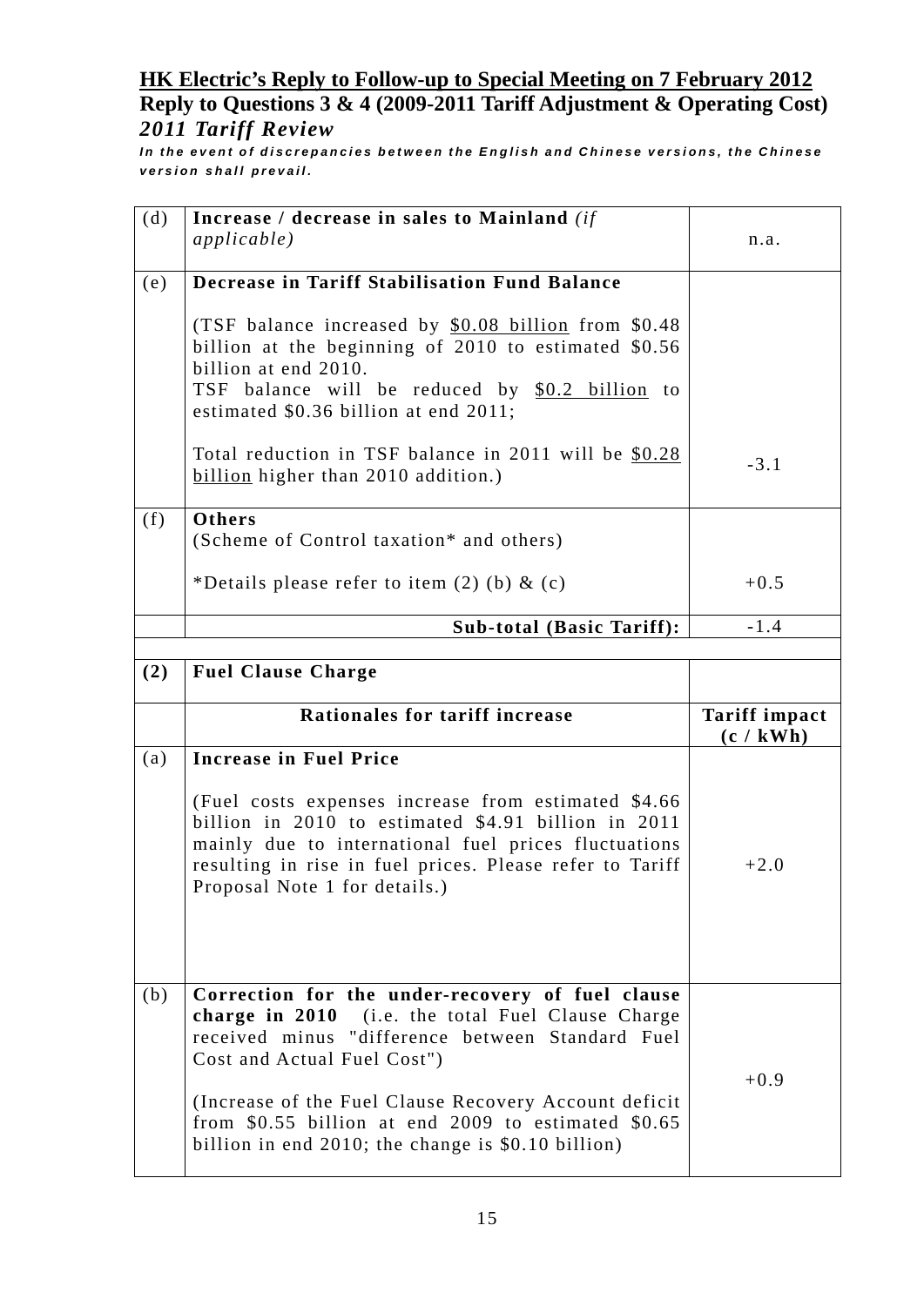**HK Electric's Reply to Follow-up to Special Meeting on 7 February 2012**
**Reply to Questions 3 & 4 (2009-2011 Tariff Adjustment & Operating Cost)**
***2011 Tariff Review***

***In the event of discrepancies between the English and Chinese versions, the Chinese version shall prevail.***

| | | |
|---|---|---|
| (d) | **Increase / decrease in sales to Mainland** *(if applicable)* | n.a. |
| (e) | **Decrease in Tariff Stabilisation Fund Balance**<br><br>(TSF balance increased by <u>$0.08 billion</u> from $0.48 billion at the beginning of 2010 to estimated $0.56 billion at end 2010.<br>TSF balance will be reduced by <u>$0.2 billion</u> to estimated $0.36 billion at end 2011;<br><br>Total reduction in TSF balance in 2011 will be <u>$0.28 billion</u> higher than 2010 addition.) | -3.1 |
| (f) | **Others**<br>(Scheme of Control taxation* and others)<br><br>*Details please refer to item (2) (b) & (c) | +0.5 |
| | **Sub-total (Basic Tariff):** | -1.4 |
| | | |
| **(2)** | **Fuel Clause Charge** | |
| | **Rationales for tariff increase** | **Tariff impact (c / kWh)** |
| (a) | **Increase in Fuel Price**<br><br>(Fuel costs expenses increase from estimated $4.66 billion in 2010 to estimated $4.91 billion in 2011 mainly due to international fuel prices fluctuations resulting in rise in fuel prices. Please refer to Tariff Proposal Note 1 for details.) | +2.0 |
| (b) | **Correction for the under-recovery of fuel clause charge in 2010** (i.e. the total Fuel Clause Charge received minus "difference between Standard Fuel Cost and Actual Fuel Cost")<br><br>(Increase of the Fuel Clause Recovery Account deficit from $0.55 billion at end 2009 to estimated $0.65 billion in end 2010; the change is $0.10 billion) | +0.9 |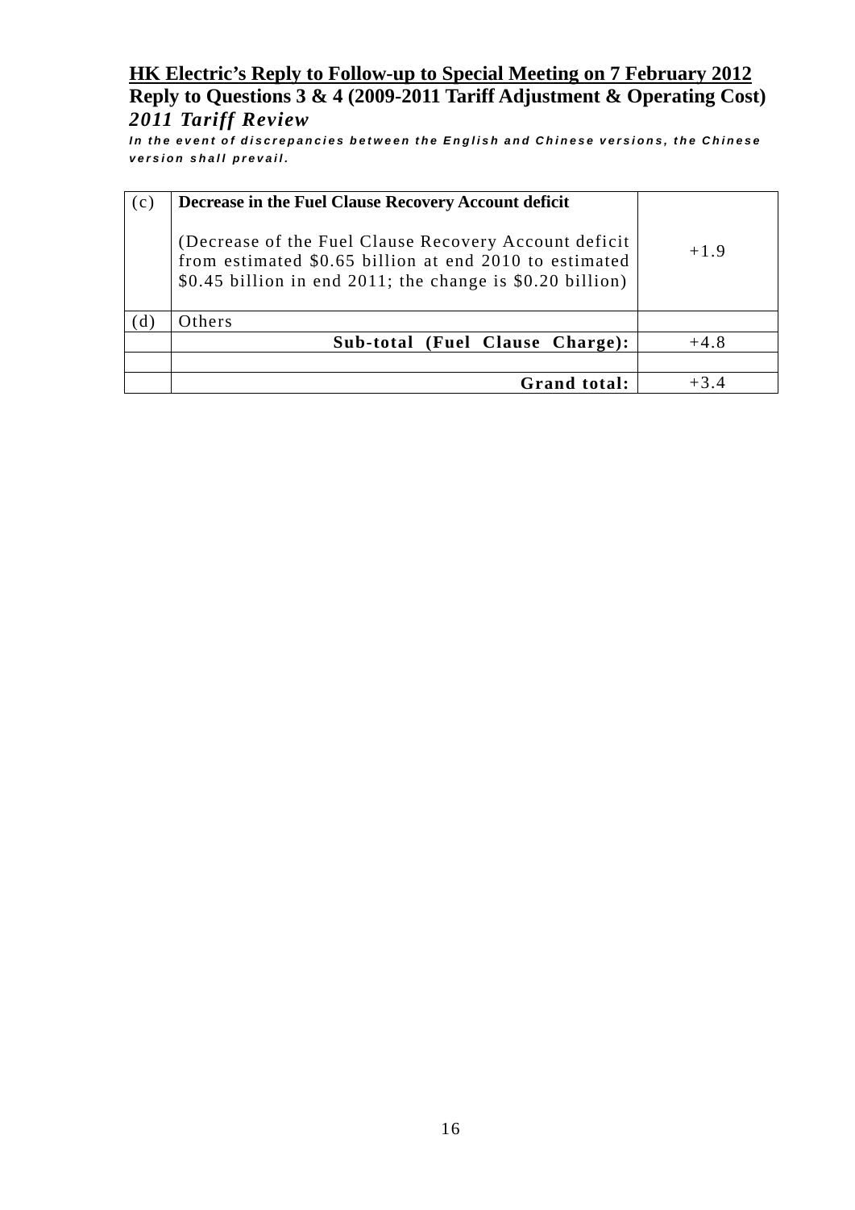**HK Electric's Reply to Follow-up to Special Meeting on 7 February 2012**

**Reply to Questions 3 & 4 (2009-2011 Tariff Adjustment & Operating Cost)**

***2011 Tariff Review***

***In the event of discrepancies between the English and Chinese versions, the Chinese version shall prevail.***

| | | |
|---|---|---|
| (c) | **Decrease in the Fuel Clause Recovery Account deficit**<br><br>(Decrease of the Fuel Clause Recovery Account deficit from estimated $0.65 billion at end 2010 to estimated $0.45 billion in end 2011; the change is $0.20 billion) | +1.9 |
| (d) | Others | |
| | **Sub-total (Fuel Clause Charge):** | +4.8 |
| | | |
| | **Grand total:** | +3.4 |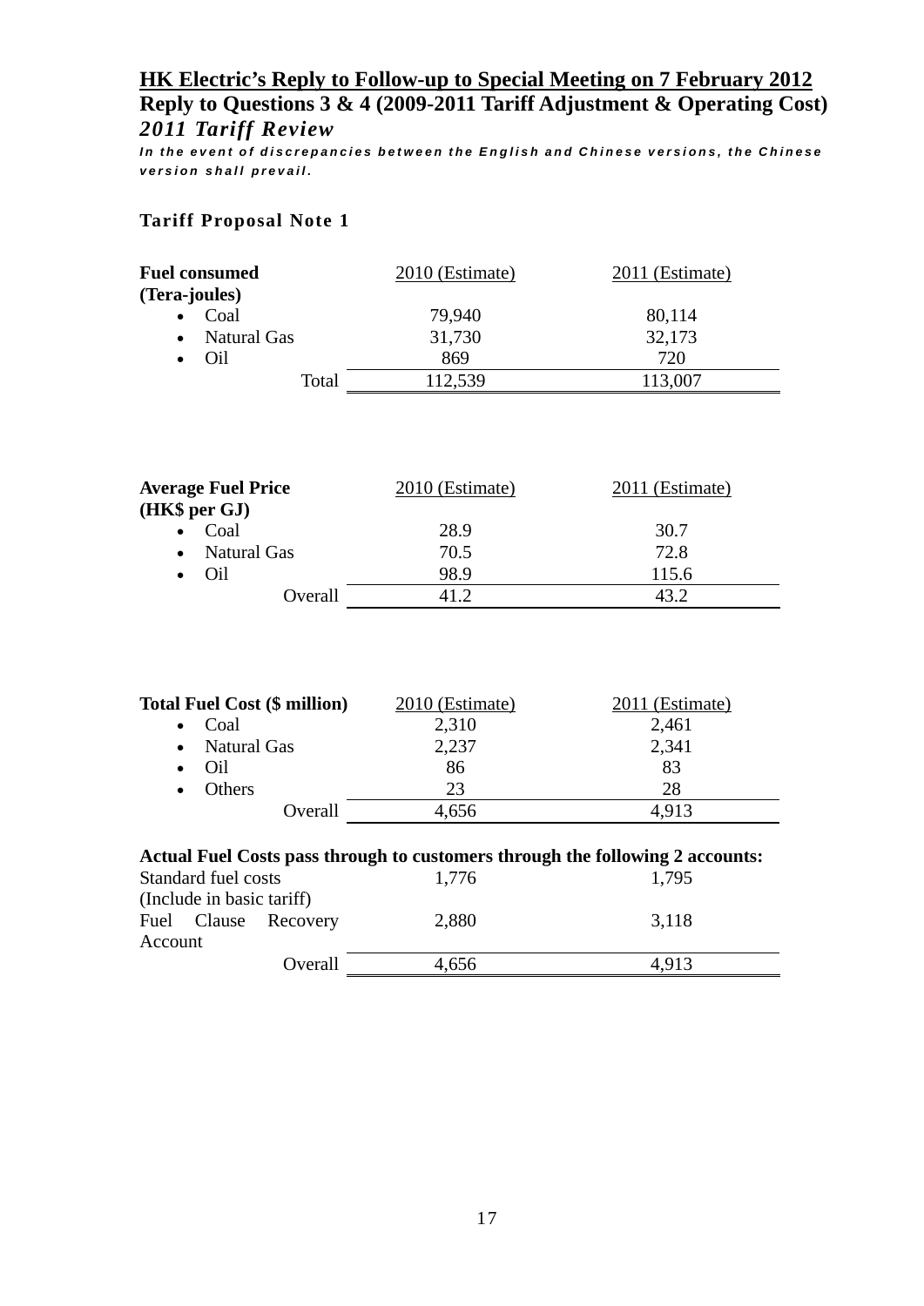## HK Electric's Reply to Follow-up to Special Meeting on 7 February 2012

### Reply to Questions 3 & 4 (2009-2011 Tariff Adjustment & Operating Cost)

### *2011 Tariff Review*

***In the event of discrepancies between the English and Chinese versions, the Chinese version shall prevail.***

**Tariff Proposal Note 1**

| **Fuel consumed (Tera-joules)** | 2010 (Estimate) | 2011 (Estimate) |
|---|---|---|
| • Coal | 79,940 | 80,114 |
| • Natural Gas | 31,730 | 32,173 |
| • Oil | 869 | 720 |
| Total | 112,539 | 113,007 |

| **Average Fuel Price (HK$ per GJ)** | 2010 (Estimate) | 2011 (Estimate) |
|---|---|---|
| • Coal | 28.9 | 30.7 |
| • Natural Gas | 70.5 | 72.8 |
| • Oil | 98.9 | 115.6 |
| Overall | 41.2 | 43.2 |

| **Total Fuel Cost ($ million)** | 2010 (Estimate) | 2011 (Estimate) |
|---|---|---|
| • Coal | 2,310 | 2,461 |
| • Natural Gas | 2,237 | 2,341 |
| • Oil | 86 | 83 |
| • Others | 23 | 28 |
| Overall | 4,656 | 4,913 |

**Actual Fuel Costs pass through to customers through the following 2 accounts:**

| | | |
|---|---|---|
| Standard fuel costs (Include in basic tariff) | 1,776 | 1,795 |
| Fuel Clause Recovery Account | 2,880 | 3,118 |
| Overall | 4,656 | 4,913 |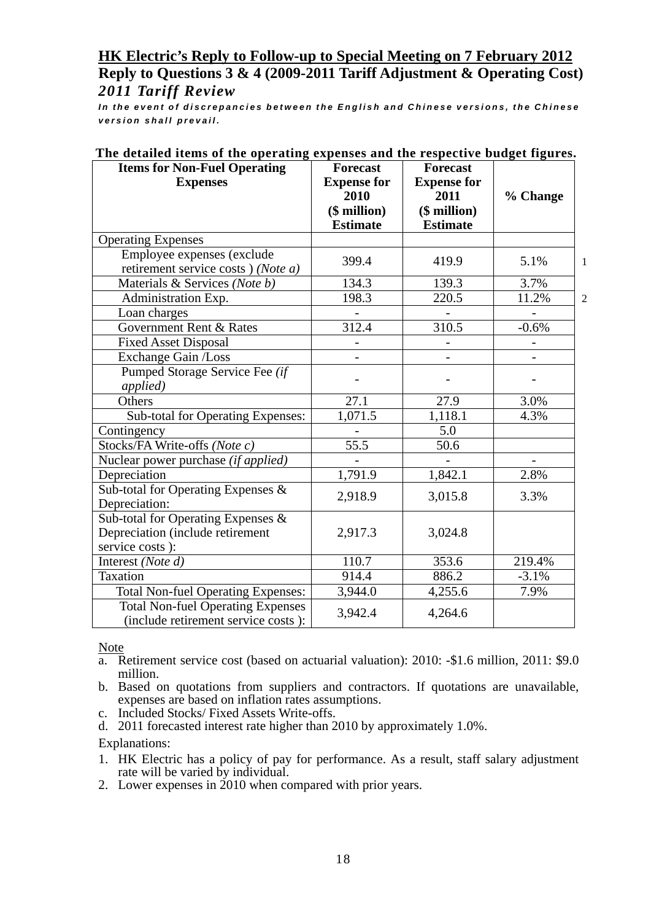## HK Electric's Reply to Follow-up to Special Meeting on 7 February 2012

**Reply to Questions 3 & 4 (2009-2011 Tariff Adjustment & Operating Cost)**

***2011 Tariff Review***

***In the event of discrepancies between the English and Chinese versions, the Chinese version shall prevail.***

**The detailed items of the operating expenses and the respective budget figures.**

| Items for Non-Fuel Operating Expenses | Forecast Expense for 2010 ($ million) Estimate | Forecast Expense for 2011 ($ million) Estimate | % Change | |
|---|---|---|---|---|
| Operating Expenses | | | | |
| Employee expenses (exclude retirement service costs ) *(Note a)* | 399.4 | 419.9 | 5.1% | 1 |
| Materials & Services *(Note b)* | 134.3 | 139.3 | 3.7% | |
| Administration Exp. | 198.3 | 220.5 | 11.2% | 2 |
| Loan charges | - | - | - | |
| Government Rent & Rates | 312.4 | 310.5 | -0.6% | |
| Fixed Asset Disposal | - | - | - | |
| Exchange Gain /Loss | - | - | - | |
| Pumped Storage Service Fee *(if applied)* | - | - | - | |
| Others | 27.1 | 27.9 | 3.0% | |
| Sub-total for Operating Expenses: | 1,071.5 | 1,118.1 | 4.3% | |
| Contingency | - | 5.0 | | |
| Stocks/FA Write-offs *(Note c)* | 55.5 | 50.6 | | |
| Nuclear power purchase *(if applied)* | - | - | - | |
| Depreciation | 1,791.9 | 1,842.1 | 2.8% | |
| Sub-total for Operating Expenses & Depreciation: | 2,918.9 | 3,015.8 | 3.3% | |
| Sub-total for Operating Expenses & Depreciation (include retirement service costs ): | 2,917.3 | 3,024.8 | | |
| Interest *(Note d)* | 110.7 | 353.6 | 219.4% | |
| Taxation | 914.4 | 886.2 | -3.1% | |
| Total Non-fuel Operating Expenses: | 3,944.0 | 4,255.6 | 7.9% | |
| Total Non-fuel Operating Expenses (include retirement service costs ): | 3,942.4 | 4,264.6 | | |

Note

a. Retirement service cost (based on actuarial valuation): 2010: -$1.6 million, 2011: $9.0 million.
b. Based on quotations from suppliers and contractors. If quotations are unavailable, expenses are based on inflation rates assumptions.
c. Included Stocks/ Fixed Assets Write-offs.
d. 2011 forecasted interest rate higher than 2010 by approximately 1.0%.

Explanations:

1. HK Electric has a policy of pay for performance. As a result, staff salary adjustment rate will be varied by individual.
2. Lower expenses in 2010 when compared with prior years.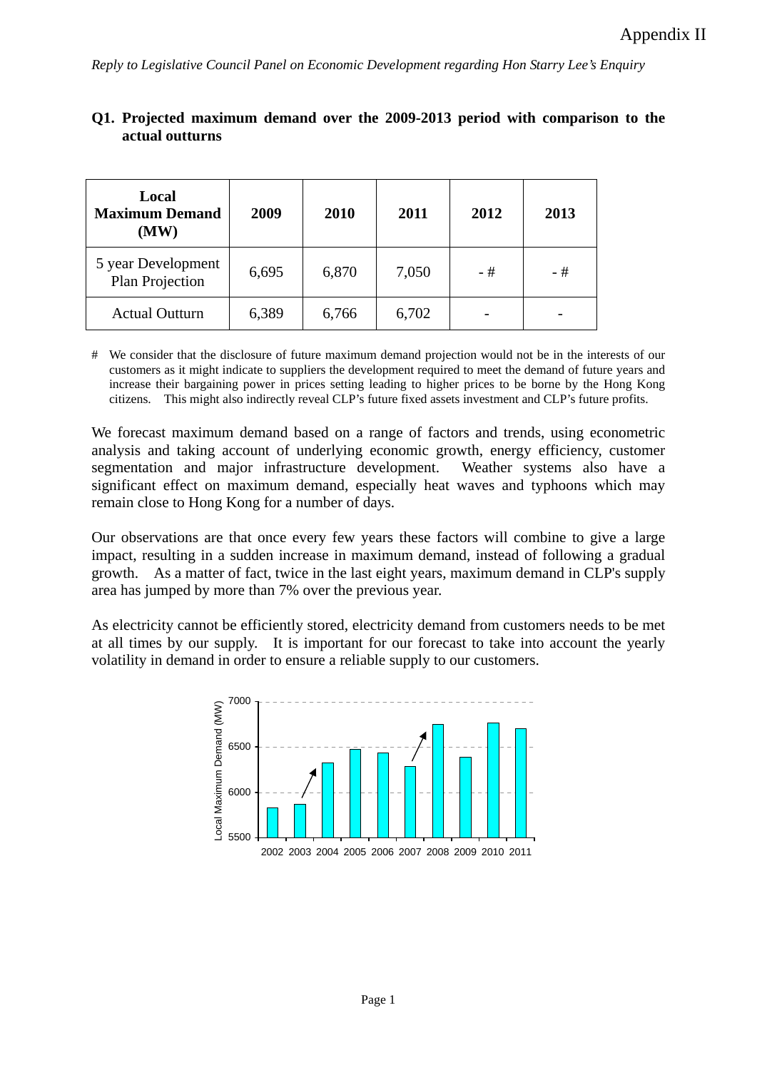Appendix II

*Reply to Legislative Council Panel on Economic Development regarding Hon Starry Lee's Enquiry*

**Q1. Projected maximum demand over the 2009-2013 period with comparison to the actual outturns**

| Local Maximum Demand (MW) | 2009 | 2010 | 2011 | 2012 | 2013 |
|---|---|---|---|---|---|
| 5 year Development Plan Projection | 6,695 | 6,870 | 7,050 | - # | - # |
| Actual Outturn | 6,389 | 6,766 | 6,702 | - | - |

\# We consider that the disclosure of future maximum demand projection would not be in the interests of our customers as it might indicate to suppliers the development required to meet the demand of future years and increase their bargaining power in prices setting leading to higher prices to be borne by the Hong Kong citizens. This might also indirectly reveal CLP's future fixed assets investment and CLP's future profits.

We forecast maximum demand based on a range of factors and trends, using econometric analysis and taking account of underlying economic growth, energy efficiency, customer segmentation and major infrastructure development. Weather systems also have a significant effect on maximum demand, especially heat waves and typhoons which may remain close to Hong Kong for a number of days.

Our observations are that once every few years these factors will combine to give a large impact, resulting in a sudden increase in maximum demand, instead of following a gradual growth. As a matter of fact, twice in the last eight years, maximum demand in CLP's supply area has jumped by more than 7% over the previous year.

As electricity cannot be efficiently stored, electricity demand from customers needs to be met at all times by our supply. It is important for our forecast to take into account the yearly volatility in demand in order to ensure a reliable supply to our customers.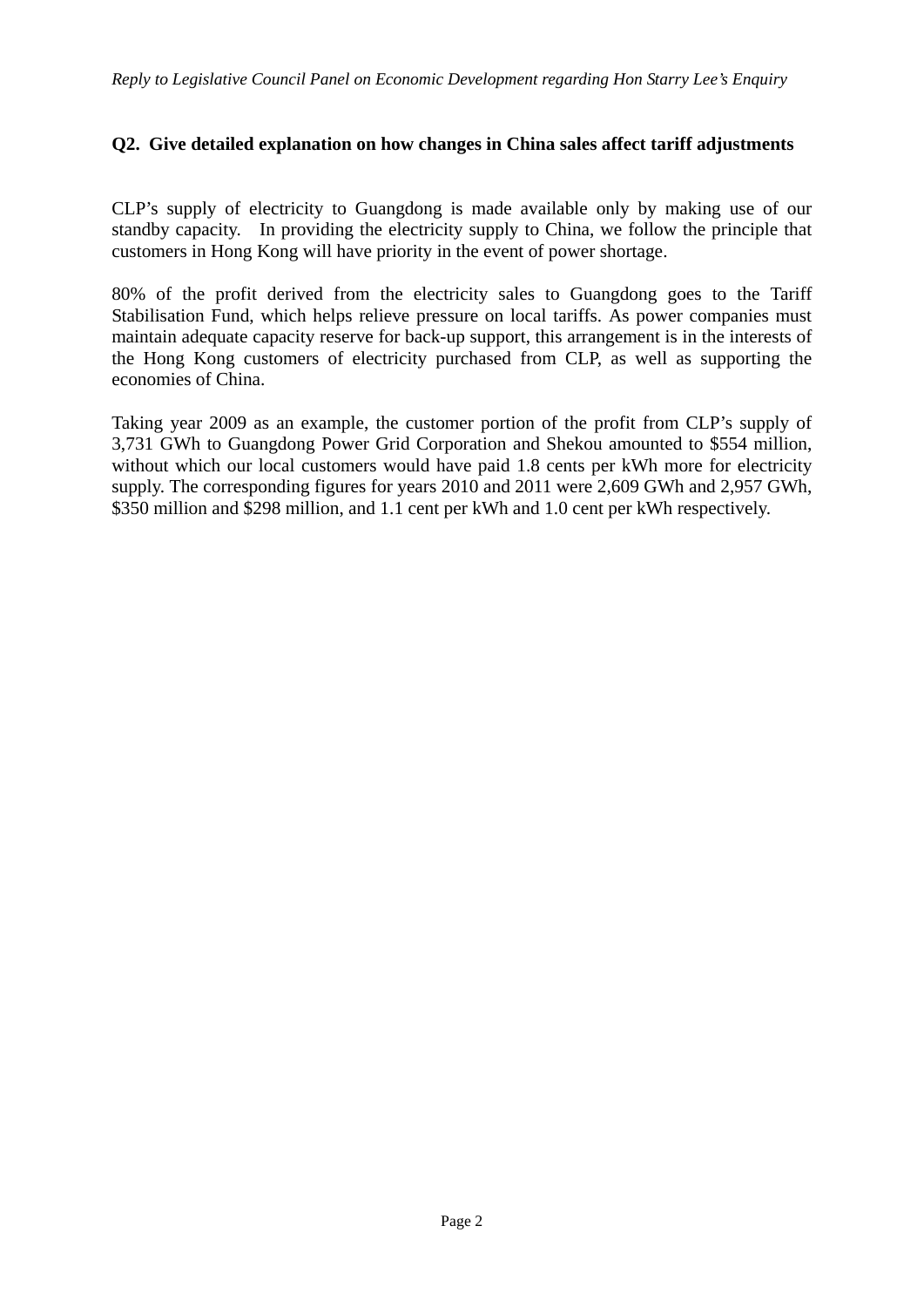**Q2. Give detailed explanation on how changes in China sales affect tariff adjustments**

CLP's supply of electricity to Guangdong is made available only by making use of our standby capacity. In providing the electricity supply to China, we follow the principle that customers in Hong Kong will have priority in the event of power shortage.

80% of the profit derived from the electricity sales to Guangdong goes to the Tariff Stabilisation Fund, which helps relieve pressure on local tariffs. As power companies must maintain adequate capacity reserve for back-up support, this arrangement is in the interests of the Hong Kong customers of electricity purchased from CLP, as well as supporting the economies of China.

Taking year 2009 as an example, the customer portion of the profit from CLP's supply of 3,731 GWh to Guangdong Power Grid Corporation and Shekou amounted to $554 million, without which our local customers would have paid 1.8 cents per kWh more for electricity supply. The corresponding figures for years 2010 and 2011 were 2,609 GWh and 2,957 GWh, $350 million and $298 million, and 1.1 cent per kWh and 1.0 cent per kWh respectively.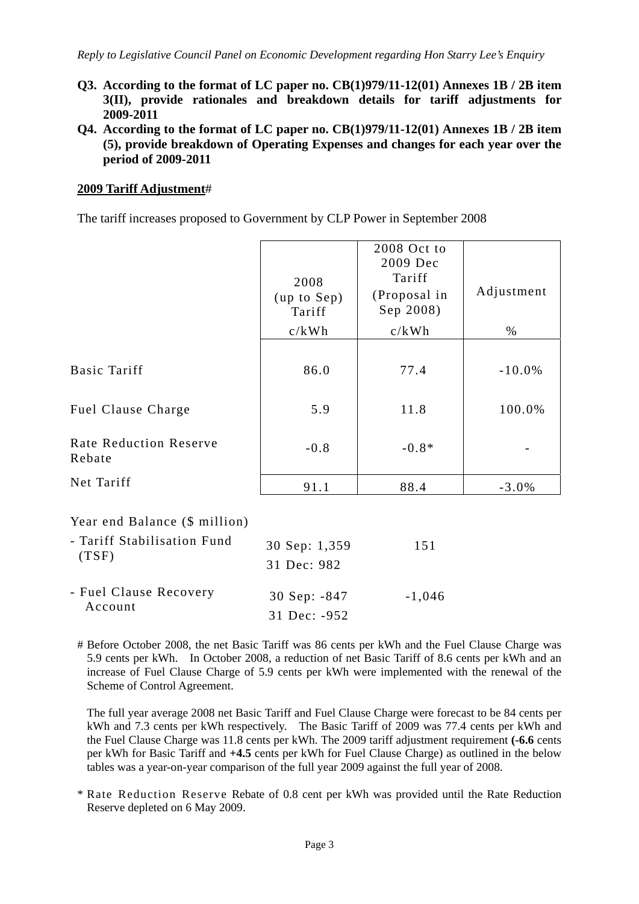**Q3. According to the format of LC paper no. CB(1)979/11-12(01) Annexes 1B / 2B item 3(II), provide rationales and breakdown details for tariff adjustments for 2009-2011**

**Q4. According to the format of LC paper no. CB(1)979/11-12(01) Annexes 1B / 2B item (5), provide breakdown of Operating Expenses and changes for each year over the period of 2009-2011**

**<u>2009 Tariff Adjustment</u>#**

The tariff increases proposed to Government by CLP Power in September 2008

| | 2008 (up to Sep) Tariff c/kWh | 2008 Oct to 2009 Dec Tariff (Proposal in Sep 2008) c/kWh | Adjustment % |
|---|---|---|---|
| Basic Tariff | 86.0 | 77.4 | -10.0% |
| Fuel Clause Charge | 5.9 | 11.8 | 100.0% |
| Rate Reduction Reserve Rebate | -0.8 | -0.8* | - |
| Net Tariff | 91.1 | 88.4 | -3.0% |
| Year end Balance ($ million) | | | |
| - Tariff Stabilisation Fund (TSF) | 30 Sep: 1,359<br>31 Dec: 982 | 151 | |
| - Fuel Clause Recovery Account | 30 Sep: -847<br>31 Dec: -952 | -1,046 | |

\# Before October 2008, the net Basic Tariff was 86 cents per kWh and the Fuel Clause Charge was 5.9 cents per kWh. In October 2008, a reduction of net Basic Tariff of 8.6 cents per kWh and an increase of Fuel Clause Charge of 5.9 cents per kWh were implemented with the renewal of the Scheme of Control Agreement.

The full year average 2008 net Basic Tariff and Fuel Clause Charge were forecast to be 84 cents per kWh and 7.3 cents per kWh respectively. The Basic Tariff of 2009 was 77.4 cents per kWh and the Fuel Clause Charge was 11.8 cents per kWh. The 2009 tariff adjustment requirement **(-6.6** cents per kWh for Basic Tariff and **+4.5** cents per kWh for Fuel Clause Charge) as outlined in the below tables was a year-on-year comparison of the full year 2009 against the full year of 2008.

\* Rate Reduction Reserve Rebate of 0.8 cent per kWh was provided until the Rate Reduction Reserve depleted on 6 May 2009.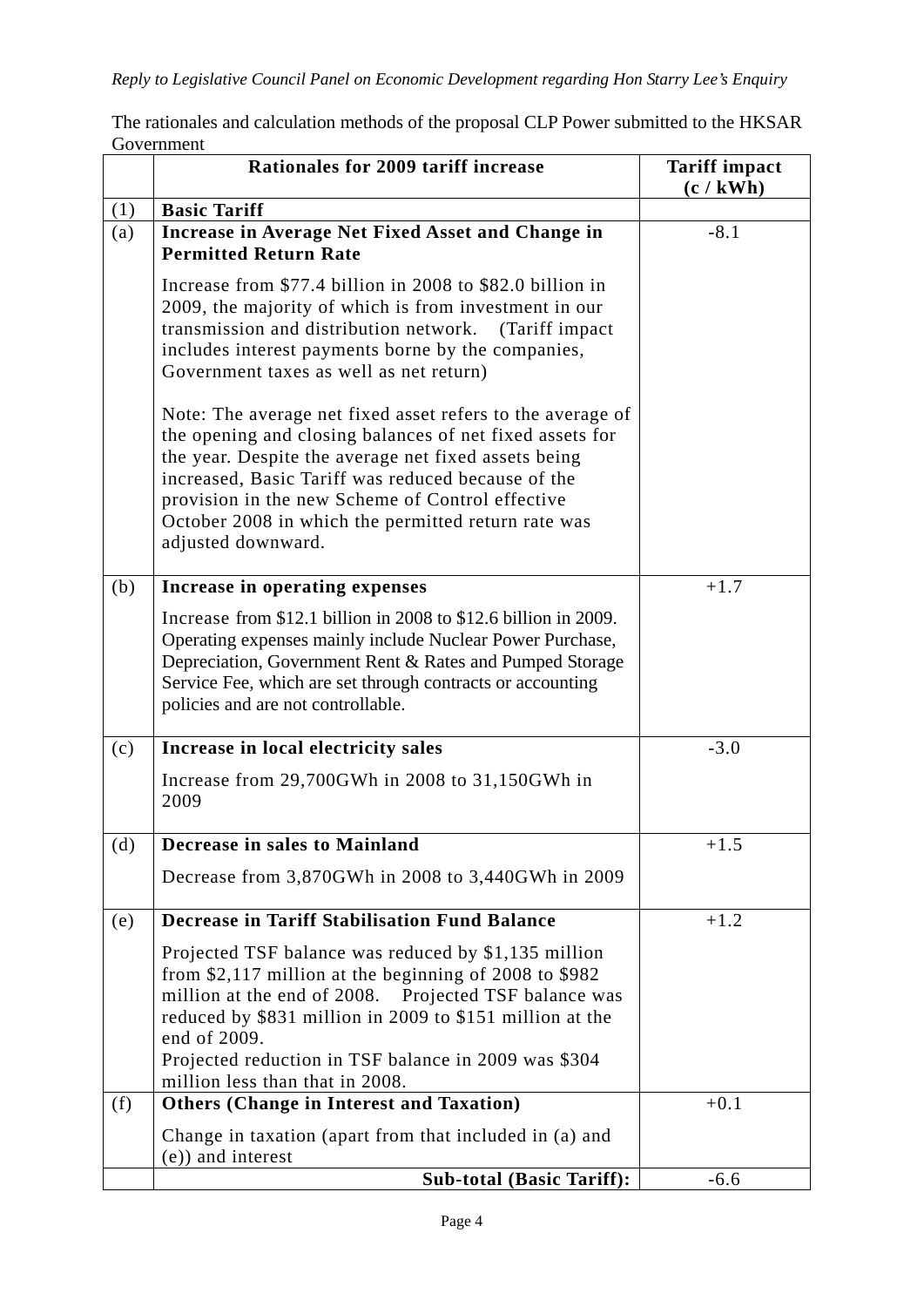*Reply to Legislative Council Panel on Economic Development regarding Hon Starry Lee's Enquiry*

The rationales and calculation methods of the proposal CLP Power submitted to the HKSAR Government

| | Rationales for 2009 tariff increase | Tariff impact (c / kWh) |
|---|---|---|
| (1) | **Basic Tariff** | |
| (a) | **Increase in Average Net Fixed Asset and Change in Permitted Return Rate**<br><br>Increase from $77.4 billion in 2008 to $82.0 billion in 2009, the majority of which is from investment in our transmission and distribution network. (Tariff impact includes interest payments borne by the companies, Government taxes as well as net return)<br><br>Note: The average net fixed asset refers to the average of the opening and closing balances of net fixed assets for the year. Despite the average net fixed assets being increased, Basic Tariff was reduced because of the provision in the new Scheme of Control effective October 2008 in which the permitted return rate was adjusted downward. | -8.1 |
| (b) | **Increase in operating expenses**<br><br>Increase from $12.1 billion in 2008 to $12.6 billion in 2009. Operating expenses mainly include Nuclear Power Purchase, Depreciation, Government Rent & Rates and Pumped Storage Service Fee, which are set through contracts or accounting policies and are not controllable. | +1.7 |
| (c) | **Increase in local electricity sales**<br><br>Increase from 29,700GWh in 2008 to 31,150GWh in 2009 | -3.0 |
| (d) | **Decrease in sales to Mainland**<br><br>Decrease from 3,870GWh in 2008 to 3,440GWh in 2009 | +1.5 |
| (e) | **Decrease in Tariff Stabilisation Fund Balance**<br><br>Projected TSF balance was reduced by $1,135 million from $2,117 million at the beginning of 2008 to $982 million at the end of 2008. Projected TSF balance was reduced by $831 million in 2009 to $151 million at the end of 2009.<br>Projected reduction in TSF balance in 2009 was $304 million less than that in 2008. | +1.2 |
| (f) | **Others (Change in Interest and Taxation)**<br><br>Change in taxation (apart from that included in (a) and (e)) and interest | +0.1 |
| | **Sub-total (Basic Tariff):** | -6.6 |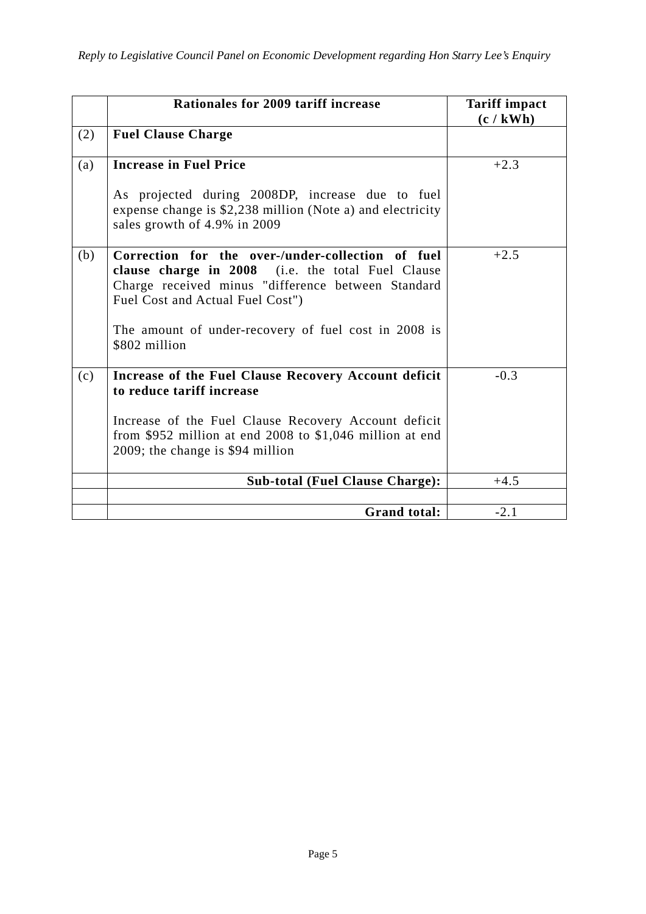| | Rationales for 2009 tariff increase | Tariff impact (c / kWh) |
|---|---|---|
| (2) | **Fuel Clause Charge** | |
| (a) | **Increase in Fuel Price**<br><br>As projected during 2008DP, increase due to fuel expense change is $2,238 million (Note a) and electricity sales growth of 4.9% in 2009 | +2.3 |
| (b) | **Correction for the over-/under-collection of fuel clause charge in 2008** (i.e. the total Fuel Clause Charge received minus "difference between Standard Fuel Cost and Actual Fuel Cost")<br><br>The amount of under-recovery of fuel cost in 2008 is $802 million | +2.5 |
| (c) | **Increase of the Fuel Clause Recovery Account deficit to reduce tariff increase**<br><br>Increase of the Fuel Clause Recovery Account deficit from $952 million at end 2008 to $1,046 million at end 2009; the change is $94 million | -0.3 |
| | **Sub-total (Fuel Clause Charge):** | +4.5 |
| | | |
| | **Grand total:** | -2.1 |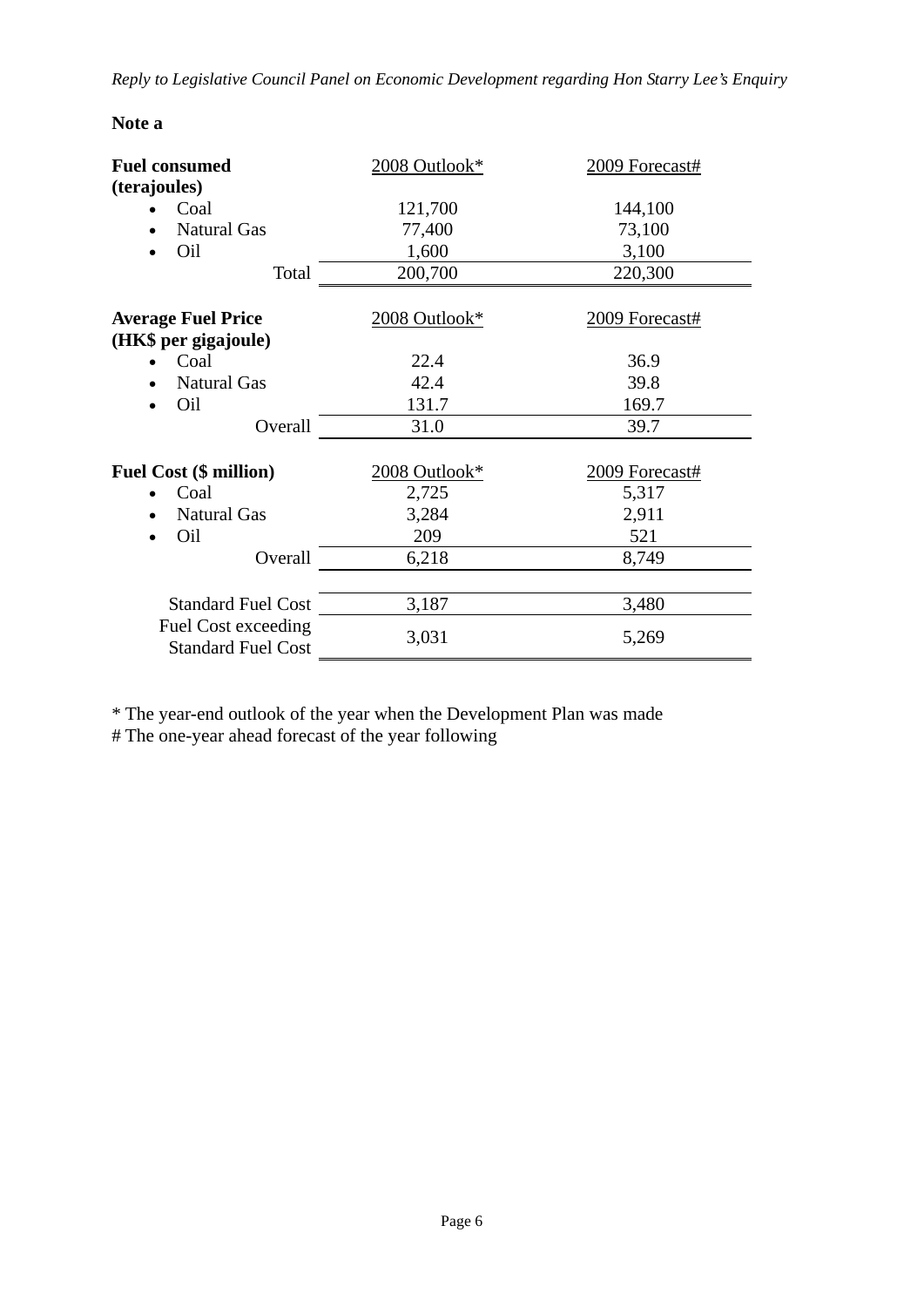**Note a**

| **Fuel consumed (terajoules)** | 2008 Outlook* | 2009 Forecast# |
|---|---|---|
| • Coal | 121,700 | 144,100 |
| • Natural Gas | 77,400 | 73,100 |
| • Oil | 1,600 | 3,100 |
| Total | 200,700 | 220,300 |

| **Average Fuel Price (HK$ per gigajoule)** | 2008 Outlook* | 2009 Forecast# |
|---|---|---|
| • Coal | 22.4 | 36.9 |
| • Natural Gas | 42.4 | 39.8 |
| • Oil | 131.7 | 169.7 |
| Overall | 31.0 | 39.7 |

| **Fuel Cost ($ million)** | 2008 Outlook* | 2009 Forecast# |
|---|---|---|
| • Coal | 2,725 | 5,317 |
| • Natural Gas | 3,284 | 2,911 |
| • Oil | 209 | 521 |
| Overall | 6,218 | 8,749 |
| Standard Fuel Cost | 3,187 | 3,480 |
| Fuel Cost exceeding Standard Fuel Cost | 3,031 | 5,269 |

* The year-end outlook of the year when the Development Plan was made
# The one-year ahead forecast of the year following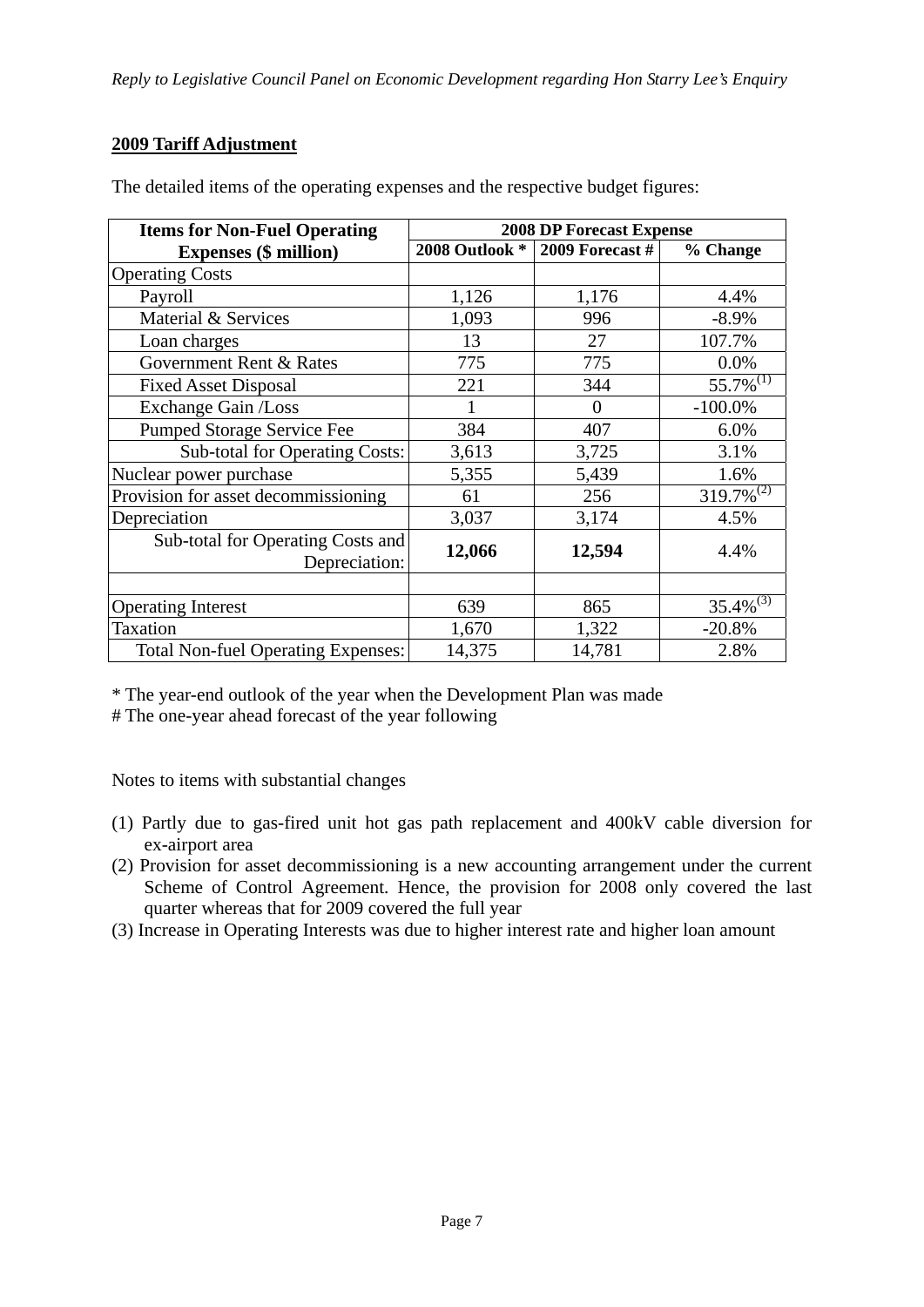## 2009 Tariff Adjustment

The detailed items of the operating expenses and the respective budget figures:

| Items for Non-Fuel Operating Expenses ($ million) | 2008 DP Forecast Expense | | |
|---|---|---|---|
| | 2008 Outlook * | 2009 Forecast # | % Change |
| Operating Costs | | | |
| Payroll | 1,126 | 1,176 | 4.4% |
| Material & Services | 1,093 | 996 | -8.9% |
| Loan charges | 13 | 27 | 107.7% |
| Government Rent & Rates | 775 | 775 | 0.0% |
| Fixed Asset Disposal | 221 | 344 | 55.7%(1) |
| Exchange Gain /Loss | 1 | 0 | -100.0% |
| Pumped Storage Service Fee | 384 | 407 | 6.0% |
| Sub-total for Operating Costs: | 3,613 | 3,725 | 3.1% |
| Nuclear power purchase | 5,355 | 5,439 | 1.6% |
| Provision for asset decommissioning | 61 | 256 | 319.7%(2) |
| Depreciation | 3,037 | 3,174 | 4.5% |
| Sub-total for Operating Costs and Depreciation: | **12,066** | **12,594** | 4.4% |
| | | | |
| Operating Interest | 639 | 865 | 35.4%(3) |
| Taxation | 1,670 | 1,322 | -20.8% |
| Total Non-fuel Operating Expenses: | 14,375 | 14,781 | 2.8% |

\* The year-end outlook of the year when the Development Plan was made

\# The one-year ahead forecast of the year following

Notes to items with substantial changes

(1) Partly due to gas-fired unit hot gas path replacement and 400kV cable diversion for ex-airport area

(2) Provision for asset decommissioning is a new accounting arrangement under the current Scheme of Control Agreement. Hence, the provision for 2008 only covered the last quarter whereas that for 2009 covered the full year

(3) Increase in Operating Interests was due to higher interest rate and higher loan amount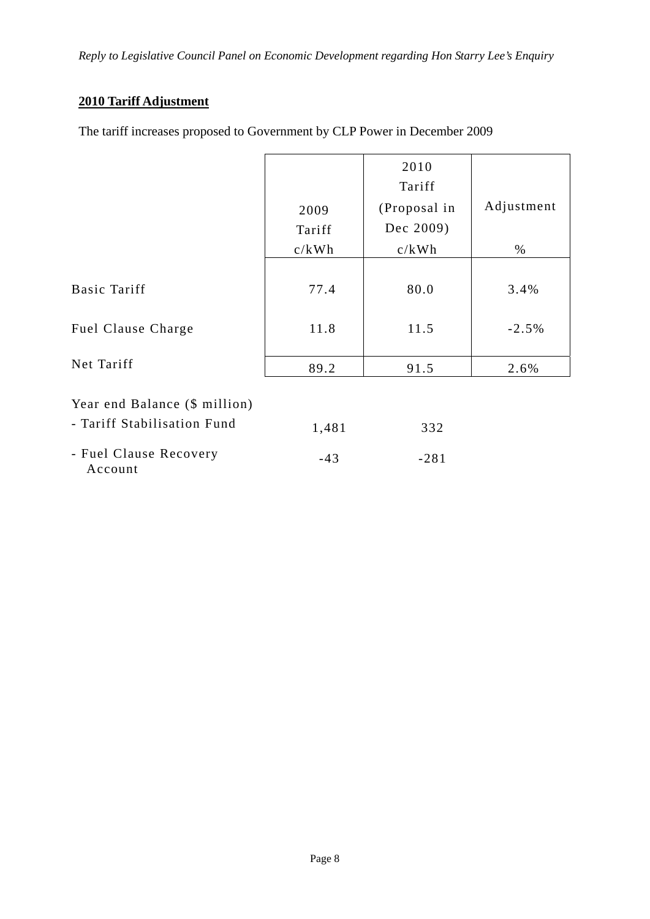## 2010 Tariff Adjustment

The tariff increases proposed to Government by CLP Power in December 2009

| | 2009 Tariff c/kWh | 2010 Tariff (Proposal in Dec 2009) c/kWh | Adjustment % |
|---|---|---|---|
| Basic Tariff | 77.4 | 80.0 | 3.4% |
| Fuel Clause Charge | 11.8 | 11.5 | -2.5% |
| Net Tariff | 89.2 | 91.5 | 2.6% |
| Year end Balance ($ million) | | | |
| - Tariff Stabilisation Fund | 1,481 | 332 | |
| - Fuel Clause Recovery Account | -43 | -281 | |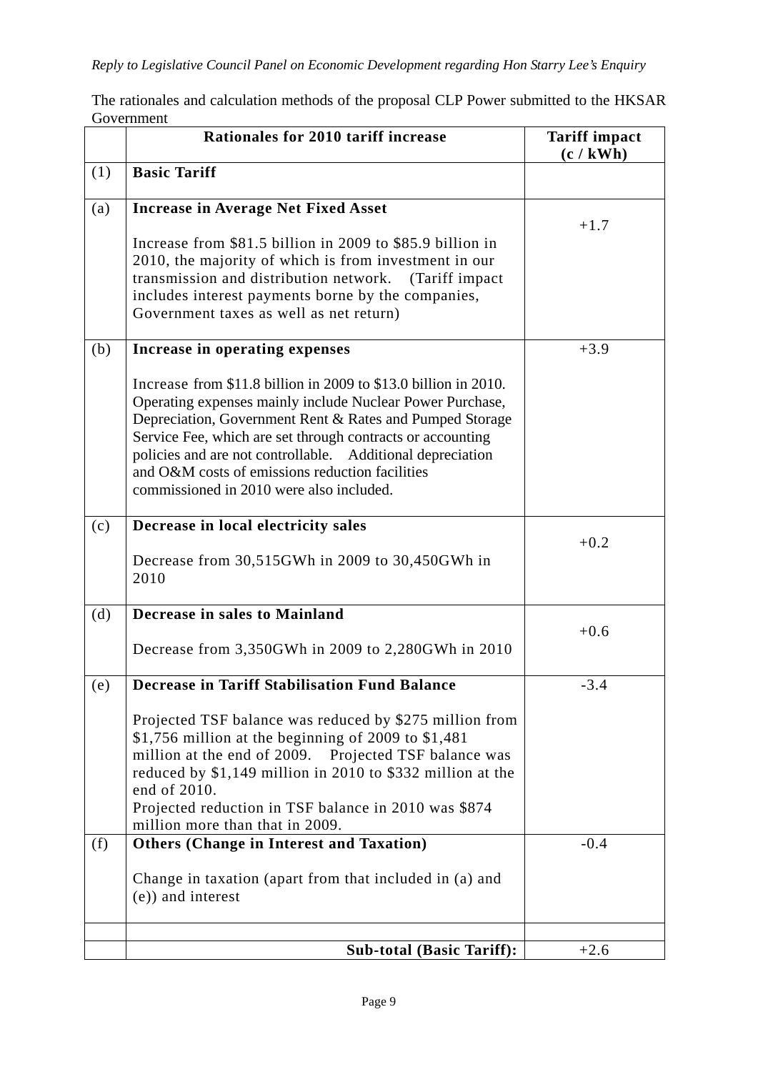*Reply to Legislative Council Panel on Economic Development regarding Hon Starry Lee's Enquiry*

The rationales and calculation methods of the proposal CLP Power submitted to the HKSAR Government

| | **Rationales for 2010 tariff increase** | **Tariff impact (c / kWh)** |
|---|---|---|
| (1) | **Basic Tariff** | |
| (a) | **Increase in Average Net Fixed Asset**<br><br>Increase from $81.5 billion in 2009 to $85.9 billion in 2010, the majority of which is from investment in our transmission and distribution network. (Tariff impact includes interest payments borne by the companies, Government taxes as well as net return) | +1.7 |
| (b) | **Increase in operating expenses**<br><br>Increase from $11.8 billion in 2009 to $13.0 billion in 2010. Operating expenses mainly include Nuclear Power Purchase, Depreciation, Government Rent & Rates and Pumped Storage Service Fee, which are set through contracts or accounting policies and are not controllable. Additional depreciation and O&M costs of emissions reduction facilities commissioned in 2010 were also included. | +3.9 |
| (c) | **Decrease in local electricity sales**<br><br>Decrease from 30,515GWh in 2009 to 30,450GWh in 2010 | +0.2 |
| (d) | **Decrease in sales to Mainland**<br><br>Decrease from 3,350GWh in 2009 to 2,280GWh in 2010 | +0.6 |
| (e) | **Decrease in Tariff Stabilisation Fund Balance**<br><br>Projected TSF balance was reduced by $275 million from $1,756 million at the beginning of 2009 to $1,481 million at the end of 2009. Projected TSF balance was reduced by $1,149 million in 2010 to $332 million at the end of 2010.<br>Projected reduction in TSF balance in 2010 was $874 million more than that in 2009. | -3.4 |
| (f) | **Others (Change in Interest and Taxation)**<br><br>Change in taxation (apart from that included in (a) and (e)) and interest | -0.4 |
| | | |
| | **Sub-total (Basic Tariff):** | +2.6 |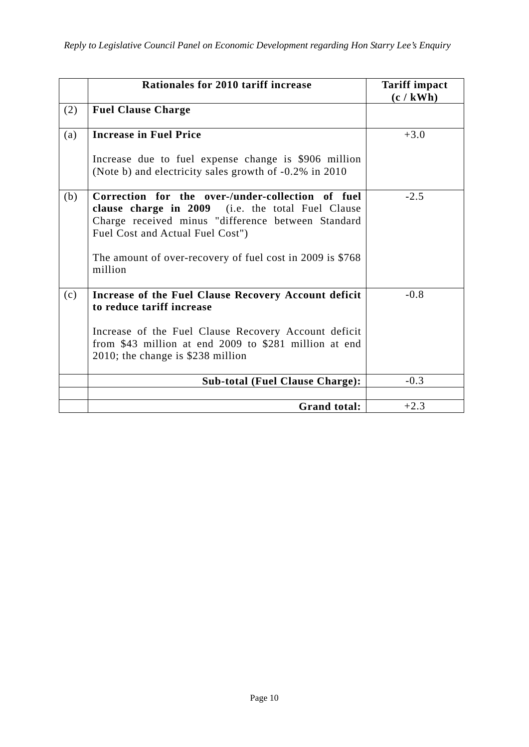|  | Rationales for 2010 tariff increase | Tariff impact (c / kWh) |
|---|---|---|
| (2) | **Fuel Clause Charge** |  |
| (a) | **Increase in Fuel Price**<br><br>Increase due to fuel expense change is $906 million (Note b) and electricity sales growth of -0.2% in 2010 | +3.0 |
| (b) | **Correction for the over-/under-collection of fuel clause charge in 2009** (i.e. the total Fuel Clause Charge received minus "difference between Standard Fuel Cost and Actual Fuel Cost")<br><br>The amount of over-recovery of fuel cost in 2009 is $768 million | -2.5 |
| (c) | **Increase of the Fuel Clause Recovery Account deficit to reduce tariff increase**<br><br>Increase of the Fuel Clause Recovery Account deficit from $43 million at end 2009 to $281 million at end 2010; the change is $238 million | -0.8 |
|  | **Sub-total (Fuel Clause Charge):** | -0.3 |
|  |  |  |
|  | **Grand total:** | +2.3 |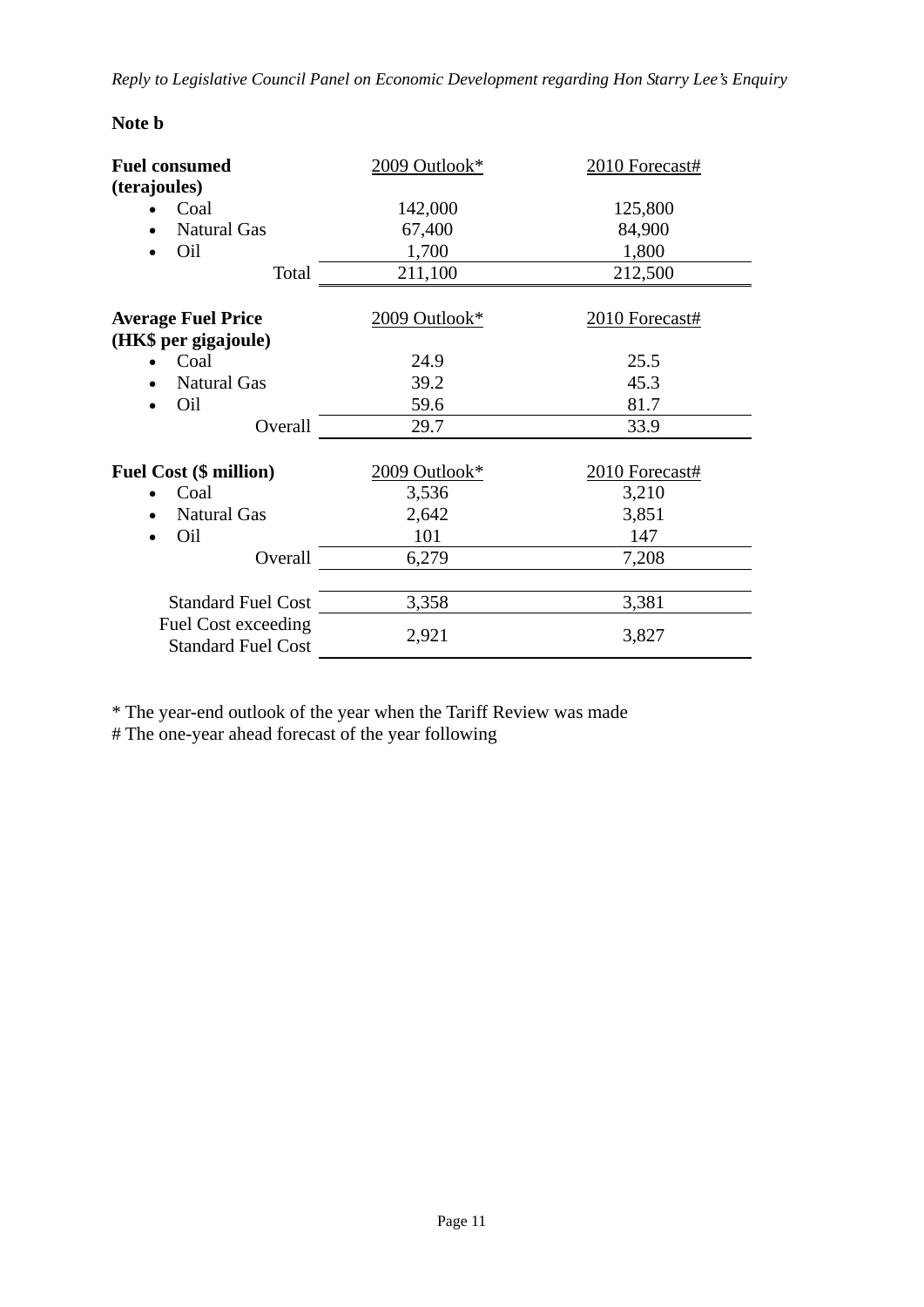**Note b**

| **Fuel consumed (terajoules)** | 2009 Outlook* | 2010 Forecast# |
|---|---|---|
| • Coal | 142,000 | 125,800 |
| • Natural Gas | 67,400 | 84,900 |
| • Oil | 1,700 | 1,800 |
| Total | 211,100 | 212,500 |

| **Average Fuel Price (HK$ per gigajoule)** | 2009 Outlook* | 2010 Forecast# |
|---|---|---|
| • Coal | 24.9 | 25.5 |
| • Natural Gas | 39.2 | 45.3 |
| • Oil | 59.6 | 81.7 |
| Overall | 29.7 | 33.9 |

| **Fuel Cost ($ million)** | 2009 Outlook* | 2010 Forecast# |
|---|---|---|
| • Coal | 3,536 | 3,210 |
| • Natural Gas | 2,642 | 3,851 |
| • Oil | 101 | 147 |
| Overall | 6,279 | 7,208 |
| Standard Fuel Cost | 3,358 | 3,381 |
| Fuel Cost exceeding Standard Fuel Cost | 2,921 | 3,827 |

* The year-end outlook of the year when the Tariff Review was made
# The one-year ahead forecast of the year following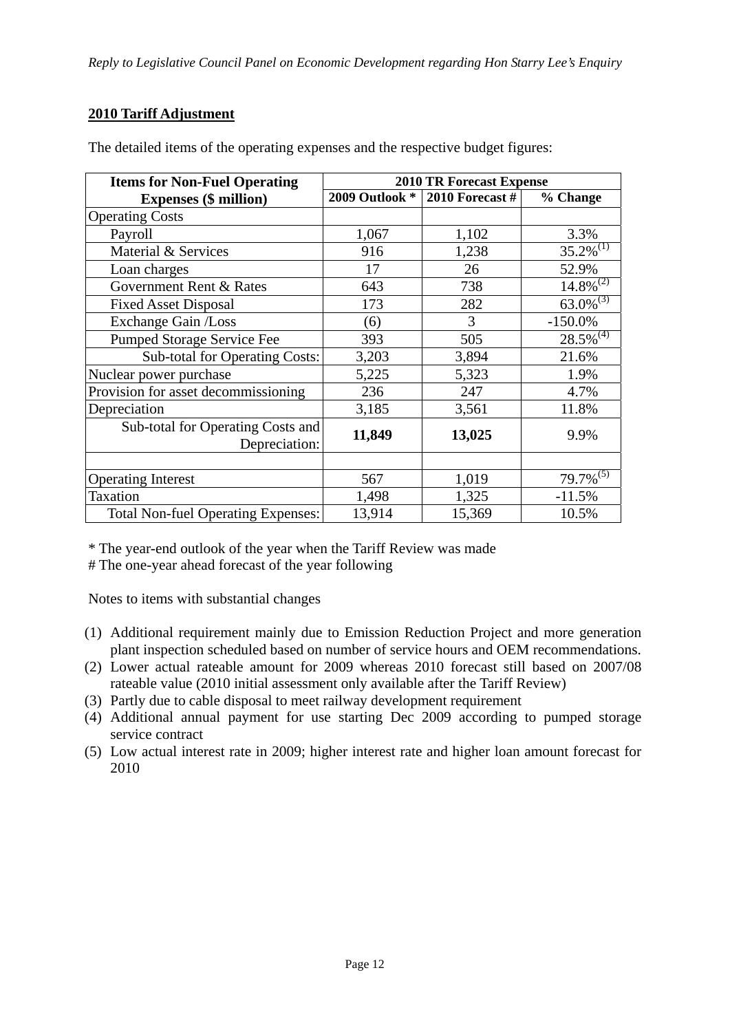## 2010 Tariff Adjustment

The detailed items of the operating expenses and the respective budget figures:

| Items for Non-Fuel Operating Expenses ($ million) | 2010 TR Forecast Expense | | |
|---|---|---|---|
| | 2009 Outlook * | 2010 Forecast # | % Change |
| Operating Costs | | | |
| Payroll | 1,067 | 1,102 | 3.3% |
| Material & Services | 916 | 1,238 | 35.2%[(1)] |
| Loan charges | 17 | 26 | 52.9% |
| Government Rent & Rates | 643 | 738 | 14.8%[(2)] |
| Fixed Asset Disposal | 173 | 282 | 63.0%[(3)] |
| Exchange Gain /Loss | (6) | 3 | -150.0% |
| Pumped Storage Service Fee | 393 | 505 | 28.5%[(4)] |
| Sub-total for Operating Costs: | 3,203 | 3,894 | 21.6% |
| Nuclear power purchase | 5,225 | 5,323 | 1.9% |
| Provision for asset decommissioning | 236 | 247 | 4.7% |
| Depreciation | 3,185 | 3,561 | 11.8% |
| Sub-total for Operating Costs and Depreciation: | **11,849** | **13,025** | 9.9% |
| | | | |
| Operating Interest | 567 | 1,019 | 79.7%[(5)] |
| Taxation | 1,498 | 1,325 | -11.5% |
| Total Non-fuel Operating Expenses: | 13,914 | 15,369 | 10.5% |

\* The year-end outlook of the year when the Tariff Review was made

\# The one-year ahead forecast of the year following

Notes to items with substantial changes

(1) Additional requirement mainly due to Emission Reduction Project and more generation plant inspection scheduled based on number of service hours and OEM recommendations.
(2) Lower actual rateable amount for 2009 whereas 2010 forecast still based on 2007/08 rateable value (2010 initial assessment only available after the Tariff Review)
(3) Partly due to cable disposal to meet railway development requirement
(4) Additional annual payment for use starting Dec 2009 according to pumped storage service contract
(5) Low actual interest rate in 2009; higher interest rate and higher loan amount forecast for 2010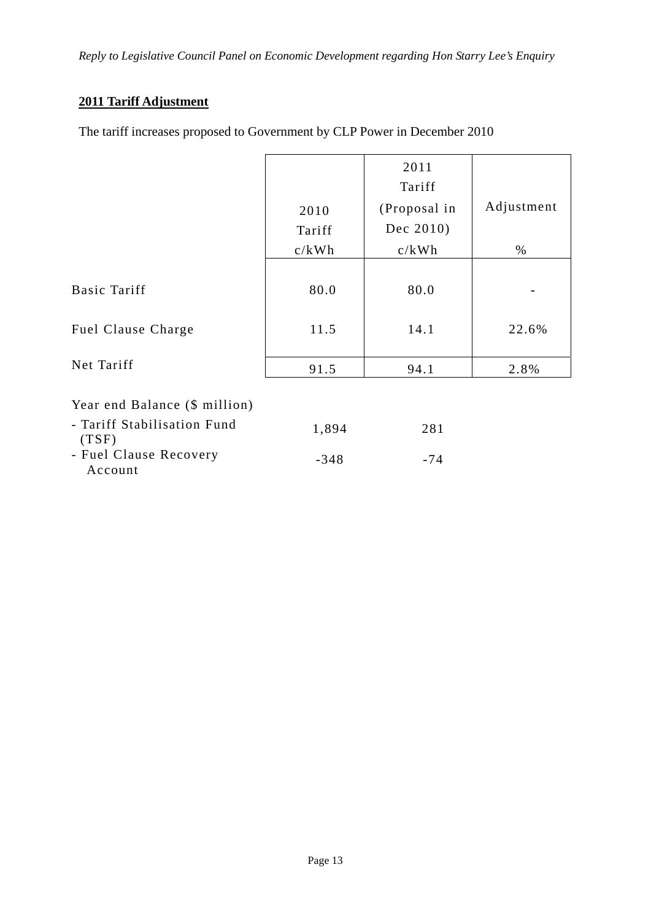## 2011 Tariff Adjustment

The tariff increases proposed to Government by CLP Power in December 2010

| | 2010 Tariff c/kWh | 2011 Tariff (Proposal in Dec 2010) c/kWh | Adjustment % |
|---|---|---|---|
| Basic Tariff | 80.0 | 80.0 | - |
| Fuel Clause Charge | 11.5 | 14.1 | 22.6% |
| Net Tariff | 91.5 | 94.1 | 2.8% |
| Year end Balance ($ million) | | | |
| - Tariff Stabilisation Fund (TSF) | 1,894 | 281 | |
| - Fuel Clause Recovery Account | -348 | -74 | |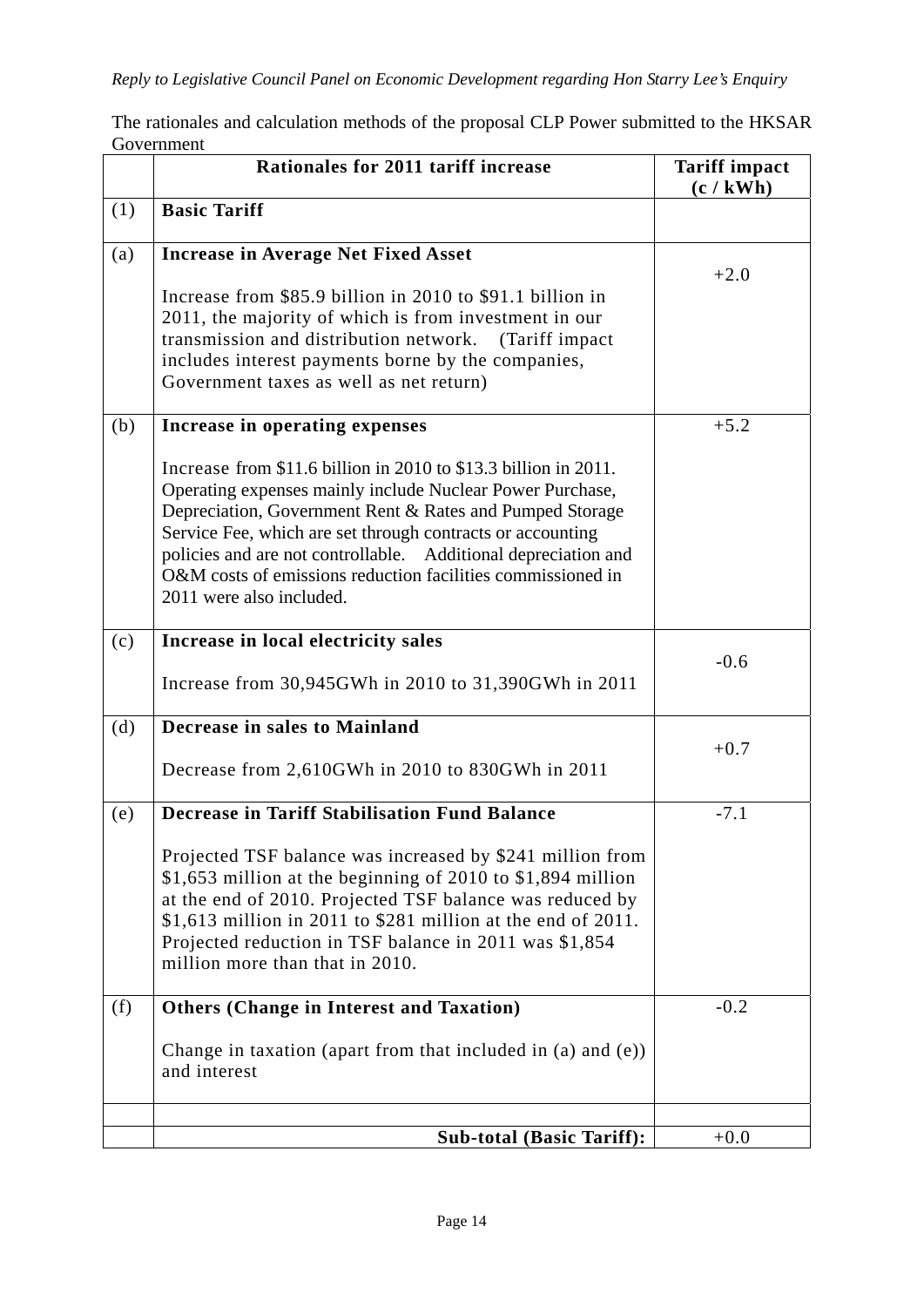*Reply to Legislative Council Panel on Economic Development regarding Hon Starry Lee's Enquiry*

The rationales and calculation methods of the proposal CLP Power submitted to the HKSAR Government

| | Rationales for 2011 tariff increase | Tariff impact (c / kWh) |
|---|---|---|
| (1) | **Basic Tariff** | |
| (a) | **Increase in Average Net Fixed Asset**<br><br>Increase from $85.9 billion in 2010 to $91.1 billion in 2011, the majority of which is from investment in our transmission and distribution network. (Tariff impact includes interest payments borne by the companies, Government taxes as well as net return) | +2.0 |
| (b) | **Increase in operating expenses**<br><br>Increase from $11.6 billion in 2010 to $13.3 billion in 2011. Operating expenses mainly include Nuclear Power Purchase, Depreciation, Government Rent & Rates and Pumped Storage Service Fee, which are set through contracts or accounting policies and are not controllable. Additional depreciation and O&M costs of emissions reduction facilities commissioned in 2011 were also included. | +5.2 |
| (c) | **Increase in local electricity sales**<br><br>Increase from 30,945GWh in 2010 to 31,390GWh in 2011 | -0.6 |
| (d) | **Decrease in sales to Mainland**<br><br>Decrease from 2,610GWh in 2010 to 830GWh in 2011 | +0.7 |
| (e) | **Decrease in Tariff Stabilisation Fund Balance**<br><br>Projected TSF balance was increased by $241 million from $1,653 million at the beginning of 2010 to $1,894 million at the end of 2010. Projected TSF balance was reduced by $1,613 million in 2011 to $281 million at the end of 2011. Projected reduction in TSF balance in 2011 was $1,854 million more than that in 2010. | -7.1 |
| (f) | **Others (Change in Interest and Taxation)**<br><br>Change in taxation (apart from that included in (a) and (e)) and interest | -0.2 |
| | | |
| | **Sub-total (Basic Tariff):** | +0.0 |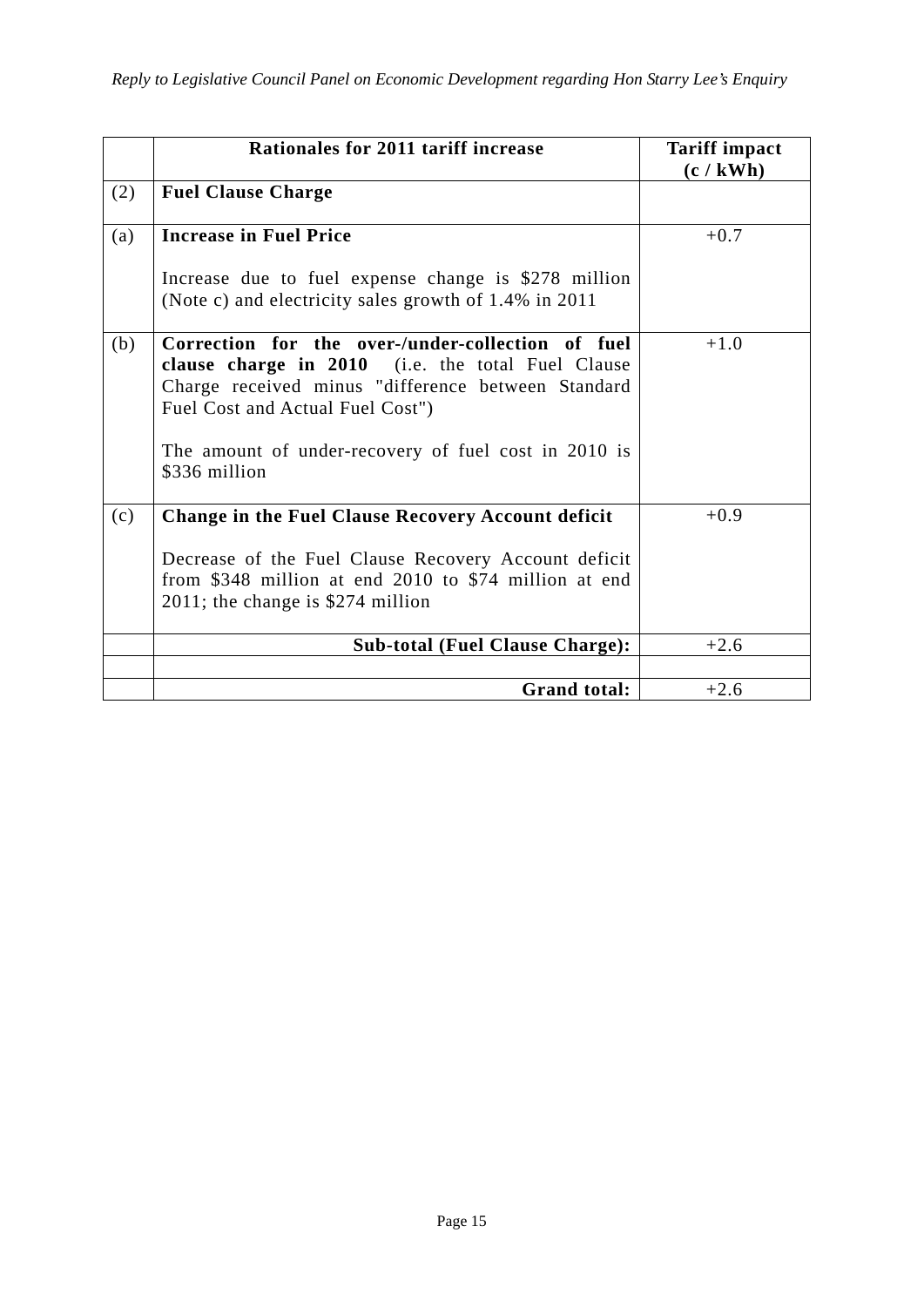| | Rationales for 2011 tariff increase | Tariff impact (c / kWh) |
|---|---|---|
| (2) | **Fuel Clause Charge** | |
| (a) | **Increase in Fuel Price**<br><br>Increase due to fuel expense change is $278 million (Note c) and electricity sales growth of 1.4% in 2011 | +0.7 |
| (b) | **Correction for the over-/under-collection of fuel clause charge in 2010** (i.e. the total Fuel Clause Charge received minus "difference between Standard Fuel Cost and Actual Fuel Cost")<br><br>The amount of under-recovery of fuel cost in 2010 is $336 million | +1.0 |
| (c) | **Change in the Fuel Clause Recovery Account deficit**<br><br>Decrease of the Fuel Clause Recovery Account deficit from $348 million at end 2010 to $74 million at end 2011; the change is $274 million | +0.9 |
| | **Sub-total (Fuel Clause Charge):** | +2.6 |
| | | |
| | **Grand total:** | +2.6 |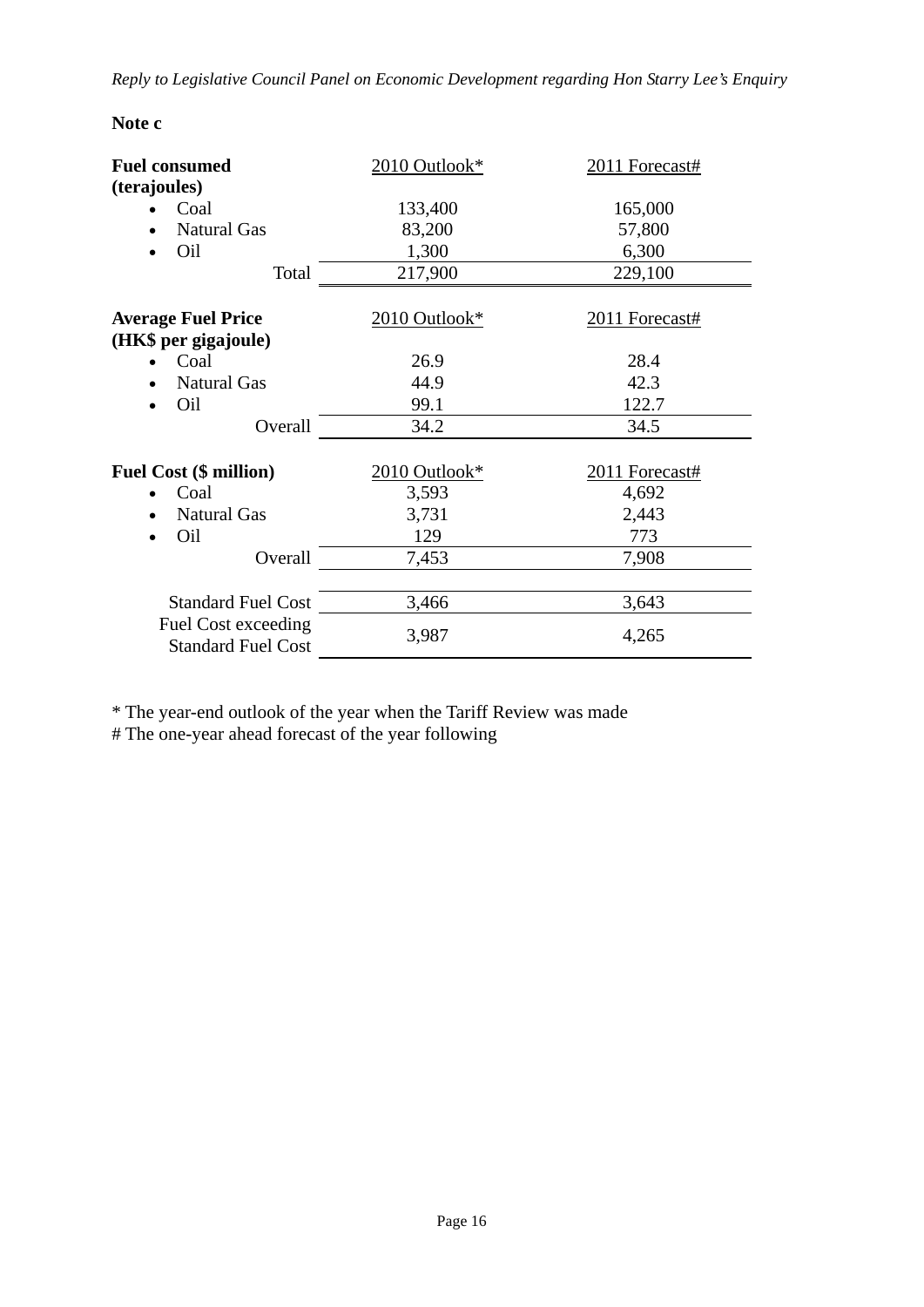**Note c**

| **Fuel consumed (terajoules)** | 2010 Outlook* | 2011 Forecast# |
|---|---|---|
| • Coal | 133,400 | 165,000 |
| • Natural Gas | 83,200 | 57,800 |
| • Oil | 1,300 | 6,300 |
| Total | 217,900 | 229,100 |

| **Average Fuel Price (HK$ per gigajoule)** | 2010 Outlook* | 2011 Forecast# |
|---|---|---|
| • Coal | 26.9 | 28.4 |
| • Natural Gas | 44.9 | 42.3 |
| • Oil | 99.1 | 122.7 |
| Overall | 34.2 | 34.5 |

| **Fuel Cost ($ million)** | 2010 Outlook* | 2011 Forecast# |
|---|---|---|
| • Coal | 3,593 | 4,692 |
| • Natural Gas | 3,731 | 2,443 |
| • Oil | 129 | 773 |
| Overall | 7,453 | 7,908 |
| Standard Fuel Cost | 3,466 | 3,643 |
| Fuel Cost exceeding Standard Fuel Cost | 3,987 | 4,265 |

\* The year-end outlook of the year when the Tariff Review was made
# The one-year ahead forecast of the year following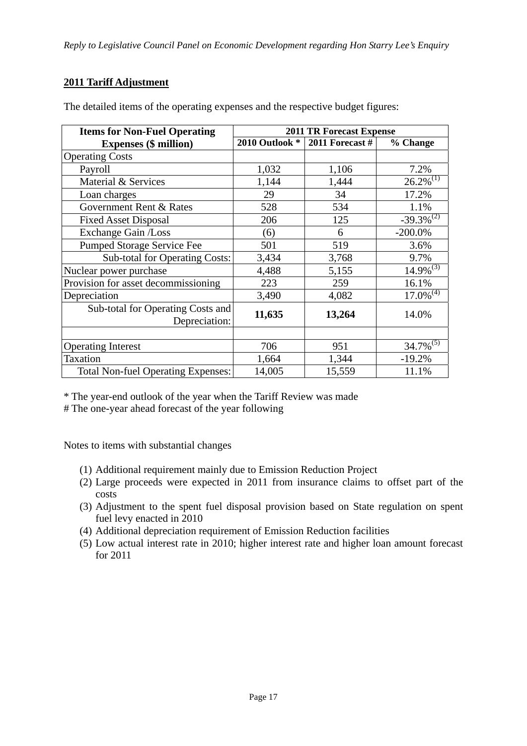## 2011 Tariff Adjustment

The detailed items of the operating expenses and the respective budget figures:

| Items for Non-Fuel Operating Expenses ($ million) | 2011 TR Forecast Expense | | |
|---|---|---|---|
| | **2010 Outlook \*** | **2011 Forecast #** | **% Change** |
| Operating Costs | | | |
| Payroll | 1,032 | 1,106 | 7.2% |
| Material & Services | 1,144 | 1,444 | 26.2%(1) |
| Loan charges | 29 | 34 | 17.2% |
| Government Rent & Rates | 528 | 534 | 1.1% |
| Fixed Asset Disposal | 206 | 125 | -39.3%(2) |
| Exchange Gain /Loss | (6) | 6 | -200.0% |
| Pumped Storage Service Fee | 501 | 519 | 3.6% |
| Sub-total for Operating Costs: | 3,434 | 3,768 | 9.7% |
| Nuclear power purchase | 4,488 | 5,155 | 14.9%(3) |
| Provision for asset decommissioning | 223 | 259 | 16.1% |
| Depreciation | 3,490 | 4,082 | 17.0%(4) |
| Sub-total for Operating Costs and Depreciation: | **11,635** | **13,264** | 14.0% |
| | | | |
| Operating Interest | 706 | 951 | 34.7%(5) |
| Taxation | 1,664 | 1,344 | -19.2% |
| Total Non-fuel Operating Expenses: | 14,005 | 15,559 | 11.1% |

\* The year-end outlook of the year when the Tariff Review was made
# The one-year ahead forecast of the year following

Notes to items with substantial changes

(1) Additional requirement mainly due to Emission Reduction Project
(2) Large proceeds were expected in 2011 from insurance claims to offset part of the costs
(3) Adjustment to the spent fuel disposal provision based on State regulation on spent fuel levy enacted in 2010
(4) Additional depreciation requirement of Emission Reduction facilities
(5) Low actual interest rate in 2010; higher interest rate and higher loan amount forecast for 2011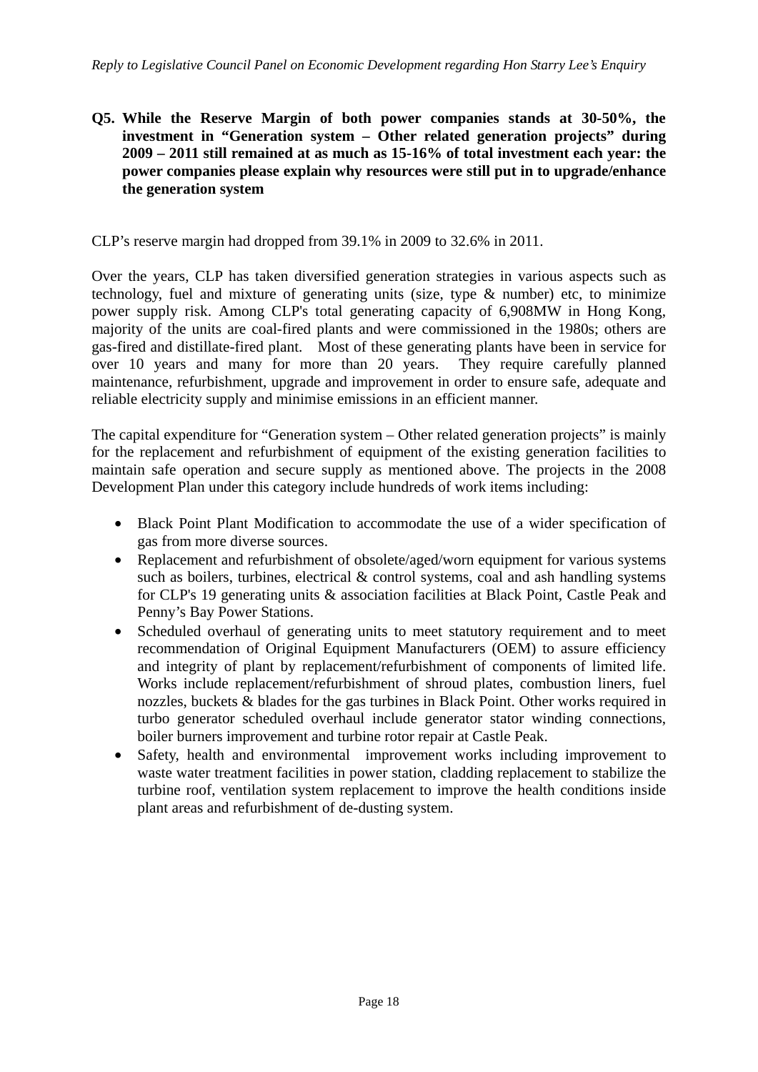**Q5. While the Reserve Margin of both power companies stands at 30-50%, the investment in "Generation system – Other related generation projects" during 2009 – 2011 still remained at as much as 15-16% of total investment each year: the power companies please explain why resources were still put in to upgrade/enhance the generation system**

CLP's reserve margin had dropped from 39.1% in 2009 to 32.6% in 2011.

Over the years, CLP has taken diversified generation strategies in various aspects such as technology, fuel and mixture of generating units (size, type & number) etc, to minimize power supply risk. Among CLP's total generating capacity of 6,908MW in Hong Kong, majority of the units are coal-fired plants and were commissioned in the 1980s; others are gas-fired and distillate-fired plant. Most of these generating plants have been in service for over 10 years and many for more than 20 years. They require carefully planned maintenance, refurbishment, upgrade and improvement in order to ensure safe, adequate and reliable electricity supply and minimise emissions in an efficient manner.

The capital expenditure for "Generation system – Other related generation projects" is mainly for the replacement and refurbishment of equipment of the existing generation facilities to maintain safe operation and secure supply as mentioned above. The projects in the 2008 Development Plan under this category include hundreds of work items including:

- Black Point Plant Modification to accommodate the use of a wider specification of gas from more diverse sources.
- Replacement and refurbishment of obsolete/aged/worn equipment for various systems such as boilers, turbines, electrical & control systems, coal and ash handling systems for CLP's 19 generating units & association facilities at Black Point, Castle Peak and Penny's Bay Power Stations.
- Scheduled overhaul of generating units to meet statutory requirement and to meet recommendation of Original Equipment Manufacturers (OEM) to assure efficiency and integrity of plant by replacement/refurbishment of components of limited life. Works include replacement/refurbishment of shroud plates, combustion liners, fuel nozzles, buckets & blades for the gas turbines in Black Point. Other works required in turbo generator scheduled overhaul include generator stator winding connections, boiler burners improvement and turbine rotor repair at Castle Peak.
- Safety, health and environmental improvement works including improvement to waste water treatment facilities in power station, cladding replacement to stabilize the turbine roof, ventilation system replacement to improve the health conditions inside plant areas and refurbishment of de-dusting system.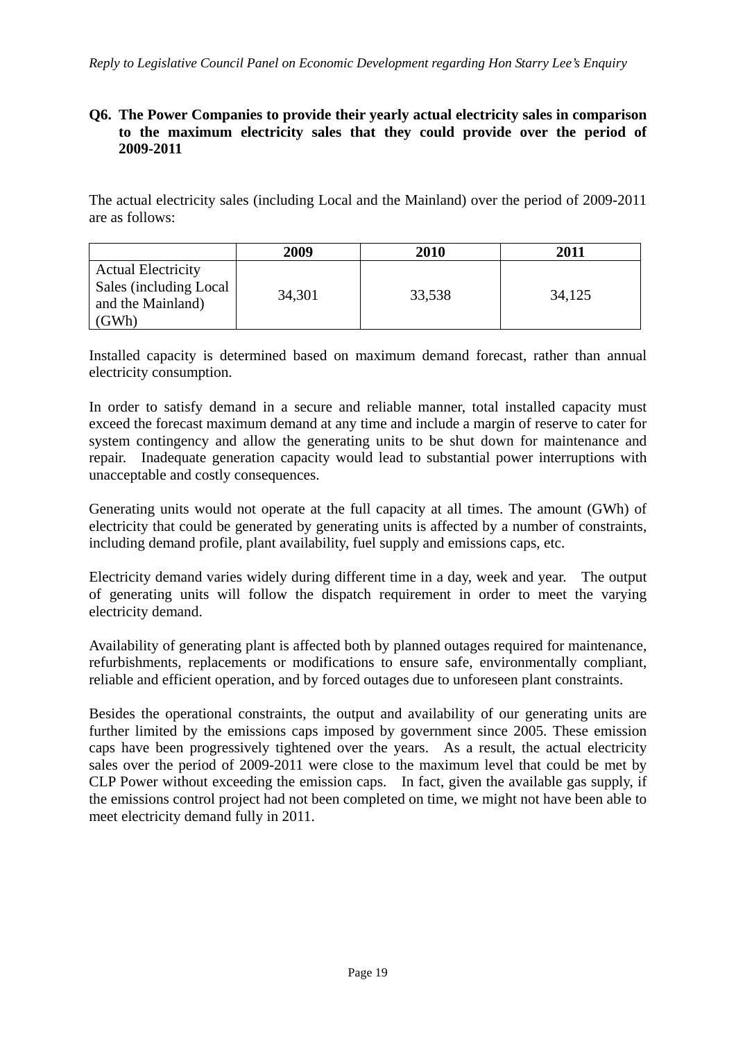**Q6. The Power Companies to provide their yearly actual electricity sales in comparison to the maximum electricity sales that they could provide over the period of 2009-2011**

The actual electricity sales (including Local and the Mainland) over the period of 2009-2011 are as follows:

| | 2009 | 2010 | 2011 |
|---|---|---|---|
| Actual Electricity Sales (including Local and the Mainland) (GWh) | 34,301 | 33,538 | 34,125 |

Installed capacity is determined based on maximum demand forecast, rather than annual electricity consumption.

In order to satisfy demand in a secure and reliable manner, total installed capacity must exceed the forecast maximum demand at any time and include a margin of reserve to cater for system contingency and allow the generating units to be shut down for maintenance and repair. Inadequate generation capacity would lead to substantial power interruptions with unacceptable and costly consequences.

Generating units would not operate at the full capacity at all times. The amount (GWh) of electricity that could be generated by generating units is affected by a number of constraints, including demand profile, plant availability, fuel supply and emissions caps, etc.

Electricity demand varies widely during different time in a day, week and year. The output of generating units will follow the dispatch requirement in order to meet the varying electricity demand.

Availability of generating plant is affected both by planned outages required for maintenance, refurbishments, replacements or modifications to ensure safe, environmentally compliant, reliable and efficient operation, and by forced outages due to unforeseen plant constraints.

Besides the operational constraints, the output and availability of our generating units are further limited by the emissions caps imposed by government since 2005. These emission caps have been progressively tightened over the years. As a result, the actual electricity sales over the period of 2009-2011 were close to the maximum level that could be met by CLP Power without exceeding the emission caps. In fact, given the available gas supply, if the emissions control project had not been completed on time, we might not have been able to meet electricity demand fully in 2011.